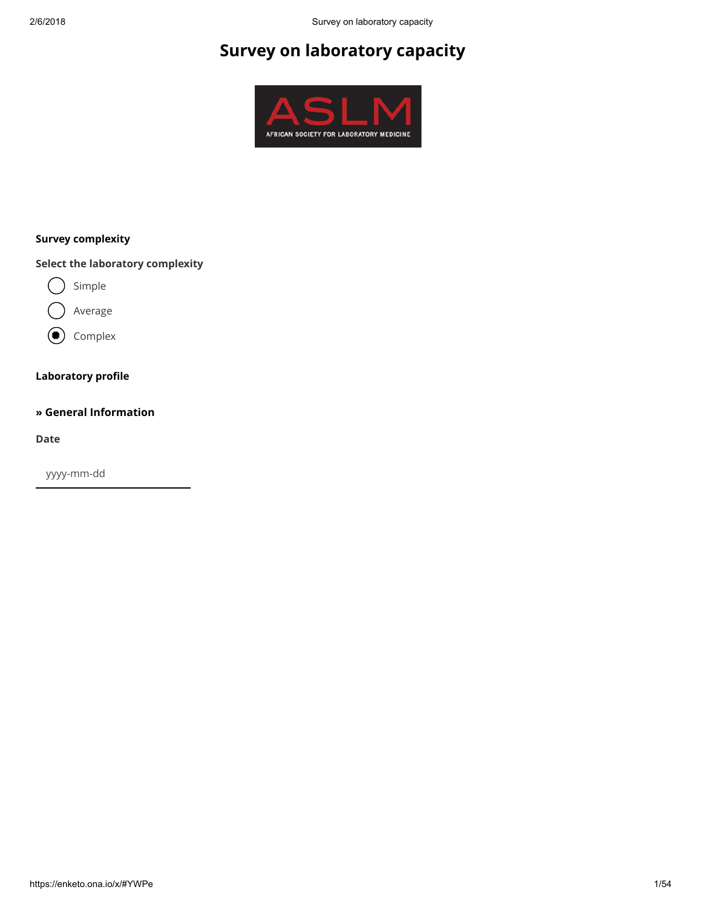# Survey on laboratory capacity

**Survey complexity**

**Select the laboratory complexity**

- ( ) Simple
- ( ) Average
- (●) Complex

**Laboratory profile**

**» General Information**

**Date**

yyyy-mm-dd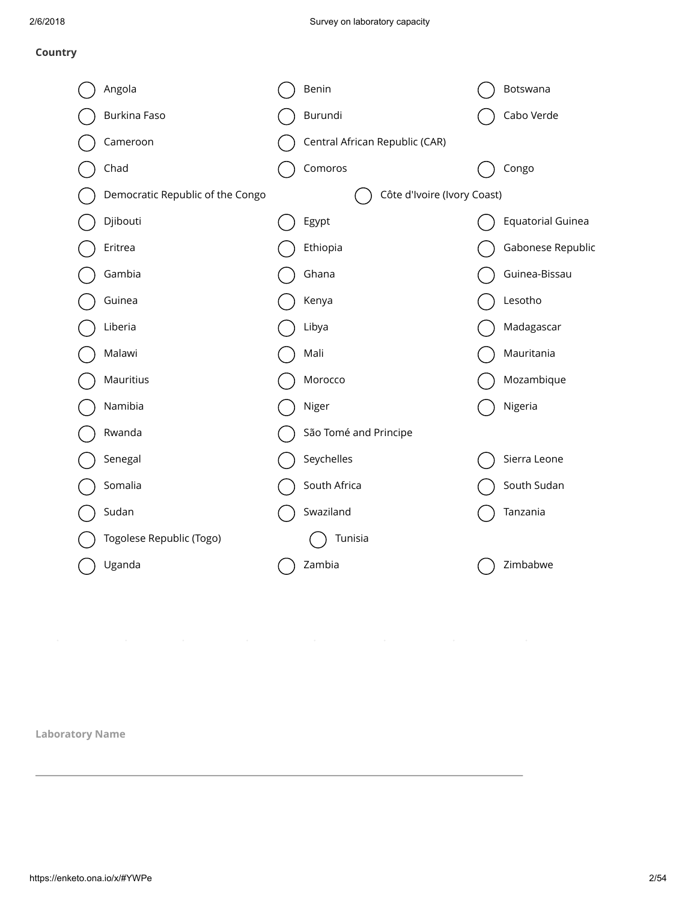**Country**

- ◯ Angola
- ◯ Benin
- ◯ Botswana
- ◯ Burkina Faso
- ◯ Burundi
- ◯ Cabo Verde
- ◯ Cameroon
- ◯ Central African Republic (CAR)
- ◯ Chad
- ◯ Comoros
- ◯ Congo
- ◯ Democratic Republic of the Congo
- ◯ Côte d'Ivoire (Ivory Coast)
- ◯ Djibouti
- ◯ Egypt
- ◯ Equatorial Guinea
- ◯ Eritrea
- ◯ Ethiopia
- ◯ Gabonese Republic
- ◯ Gambia
- ◯ Ghana
- ◯ Guinea-Bissau
- ◯ Guinea
- ◯ Kenya
- ◯ Lesotho
- ◯ Liberia
- ◯ Libya
- ◯ Madagascar
- ◯ Malawi
- ◯ Mali
- ◯ Mauritania
- ◯ Mauritius
- ◯ Morocco
- ◯ Mozambique
- ◯ Namibia
- ◯ Niger
- ◯ Nigeria
- ◯ Rwanda
- ◯ São Tomé and Principe
- ◯ Senegal
- ◯ Seychelles
- ◯ Sierra Leone
- ◯ Somalia
- ◯ South Africa
- ◯ South Sudan
- ◯ Sudan
- ◯ Swaziland
- ◯ Tanzania
- ◯ Togolese Republic (Togo)
- ◯ Tunisia
- ◯ Uganda
- ◯ Zambia
- ◯ Zimbabwe

**Laboratory Name**

\_\_\_\_\_\_\_\_\_\_\_\_\_\_\_\_\_\_\_\_\_\_\_\_\_\_\_\_\_\_\_\_\_\_\_\_\_\_\_\_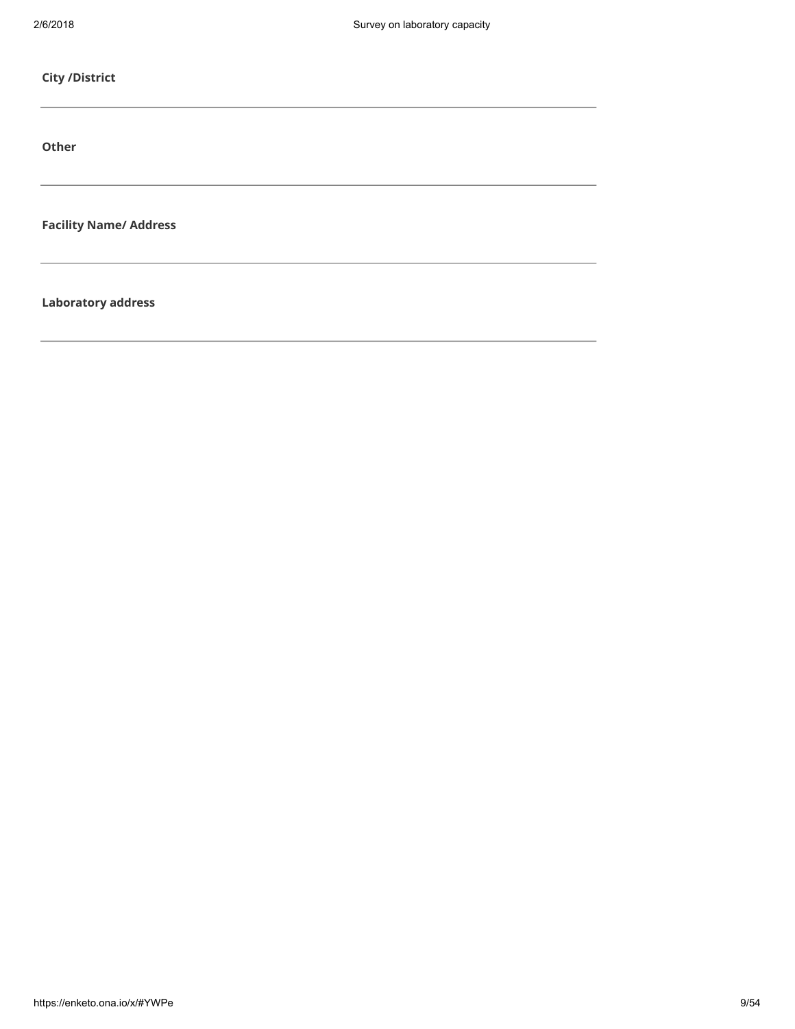**City /District**

---

**Other**

---

**Facility Name/ Address**

---

**Laboratory address**

---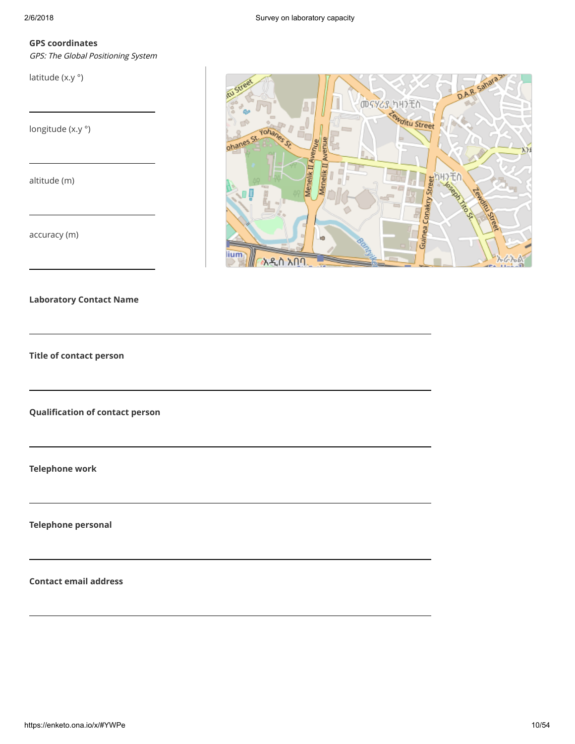**GPS coordinates**

*GPS: The Global Positioning System*

latitude (x.y °)

longitude (x.y °)

altitude (m)

accuracy (m)

**Laboratory Contact Name**

**Title of contact person**

**Qualification of contact person**

**Telephone work**

**Telephone personal**

**Contact email address**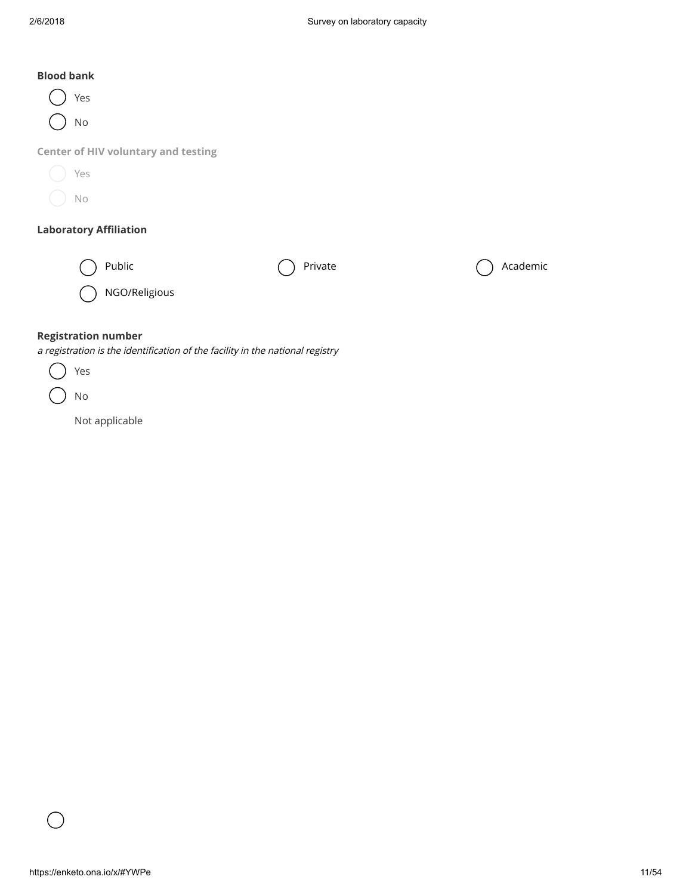**Blood bank**

- ( ) Yes
- ( ) No

**Center of HIV voluntary and testing**

- ( ) Yes
- ( ) No

**Laboratory Affiliation**

- ( ) Public
- ( ) Private
- ( ) Academic
- ( ) NGO/Religious

**Registration number**

*a registration is the identification of the facility in the national registry*

- ( ) Yes
- ( ) No
- Not applicable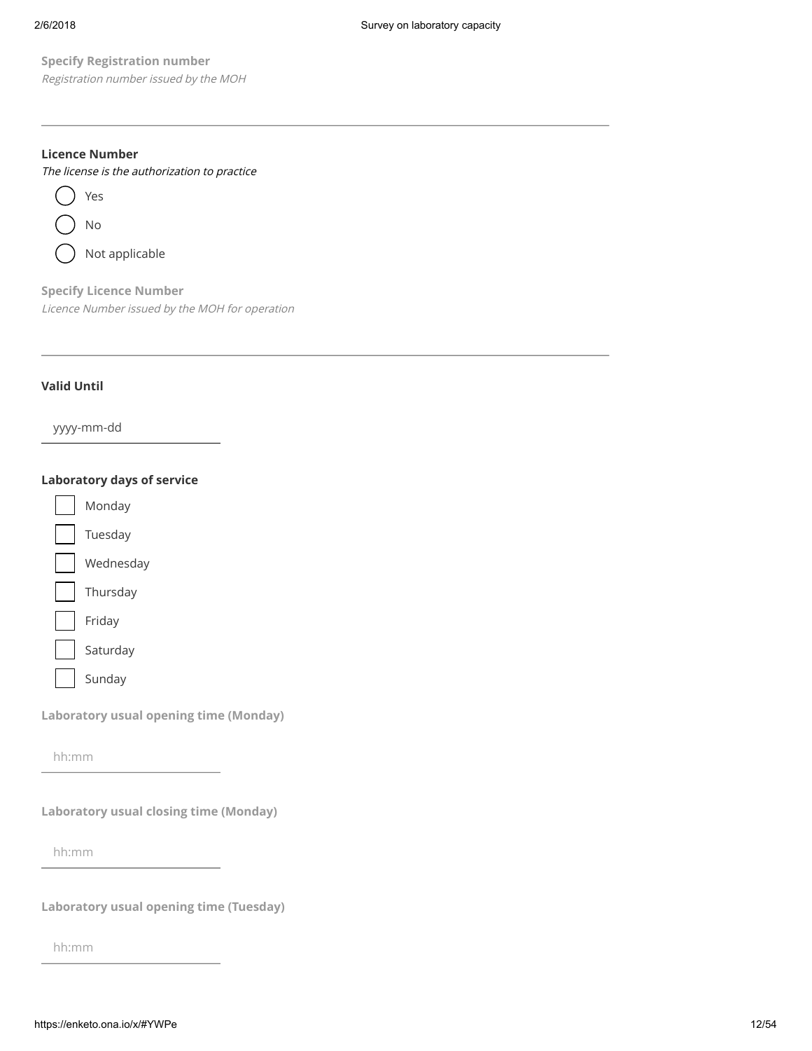**Specify Registration number**

*Registration number issued by the MOH*

---

**Licence Number**

*The license is the authorization to practice*

- ( ) Yes
- ( ) No
- ( ) Not applicable

**Specify Licence Number**

*Licence Number issued by the MOH for operation*

---

**Valid Until**

yyyy-mm-dd

**Laboratory days of service**

- [ ] Monday
- [ ] Tuesday
- [ ] Wednesday
- [ ] Thursday
- [ ] Friday
- [ ] Saturday
- [ ] Sunday

**Laboratory usual opening time (Monday)**

hh:mm

**Laboratory usual closing time (Monday)**

hh:mm

**Laboratory usual opening time (Tuesday)**

hh:mm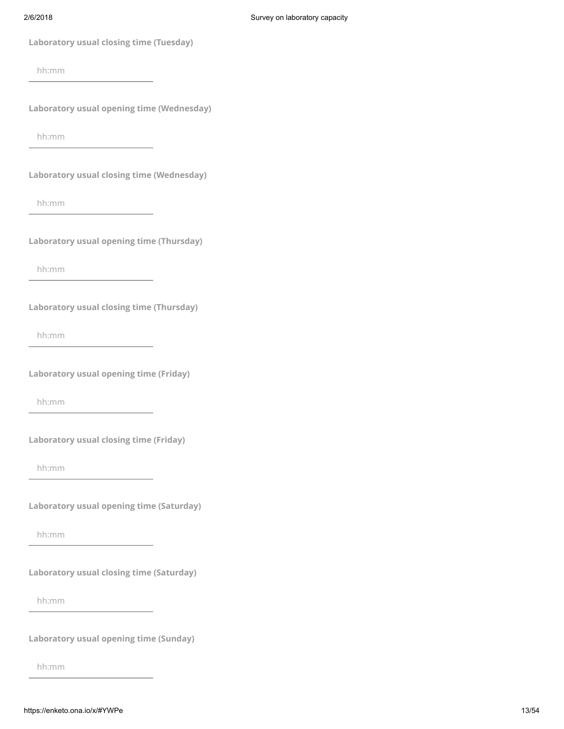**Laboratory usual closing time (Tuesday)**

hh:mm

**Laboratory usual opening time (Wednesday)**

hh:mm

**Laboratory usual closing time (Wednesday)**

hh:mm

**Laboratory usual opening time (Thursday)**

hh:mm

**Laboratory usual closing time (Thursday)**

hh:mm

**Laboratory usual opening time (Friday)**

hh:mm

**Laboratory usual closing time (Friday)**

hh:mm

**Laboratory usual opening time (Saturday)**

hh:mm

**Laboratory usual closing time (Saturday)**

hh:mm

**Laboratory usual opening time (Sunday)**

hh:mm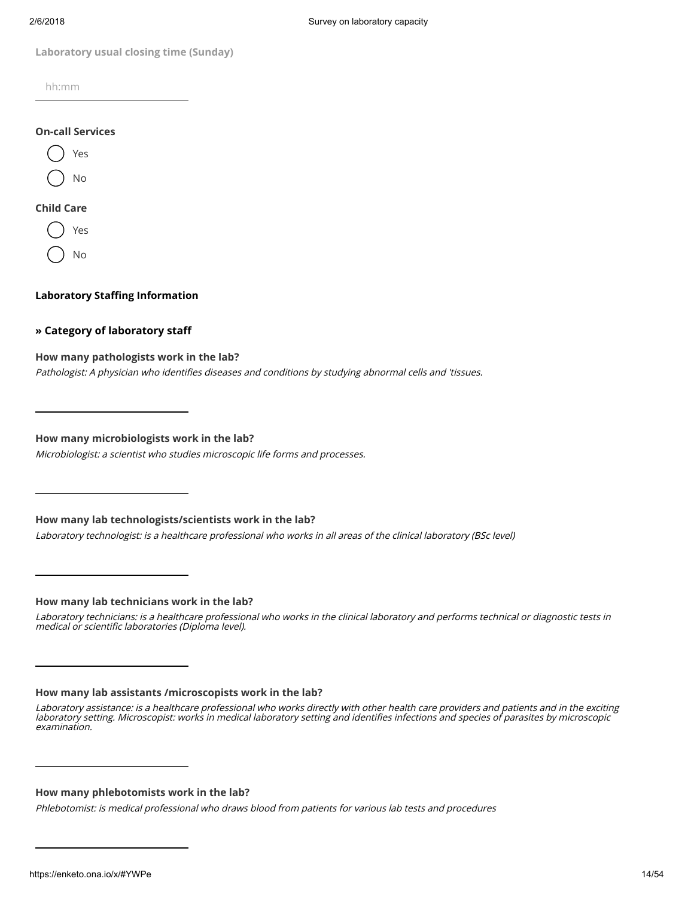**Laboratory usual closing time (Sunday)**

hh:mm

**On-call Services**

- ( ) Yes
- ( ) No

**Child Care**

- ( ) Yes
- ( ) No

**Laboratory Staffing Information**

**» Category of laboratory staff**

**How many pathologists work in the lab?**

*Pathologist: A physician who identifies diseases and conditions by studying abnormal cells and 'tissues.*

______________________

**How many microbiologists work in the lab?**

*Microbiologist: a scientist who studies microscopic life forms and processes.*

______________________

**How many lab technologists/scientists work in the lab?**

*Laboratory technologist: is a healthcare professional who works in all areas of the clinical laboratory (BSc level)*

______________________

**How many lab technicians work in the lab?**

*Laboratory technicians: is a healthcare professional who works in the clinical laboratory and performs technical or diagnostic tests in medical or scientific laboratories (Diploma level).*

______________________

**How many lab assistants /microscopists work in the lab?**

*Laboratory assistance: is a healthcare professional who works directly with other health care providers and patients and in the exciting laboratory setting. Microscopist: works in medical laboratory setting and identifies infections and species of parasites by microscopic examination.*

______________________

**How many phlebotomists work in the lab?**

*Phlebotomist: is medical professional who draws blood from patients for various lab tests and procedures*

______________________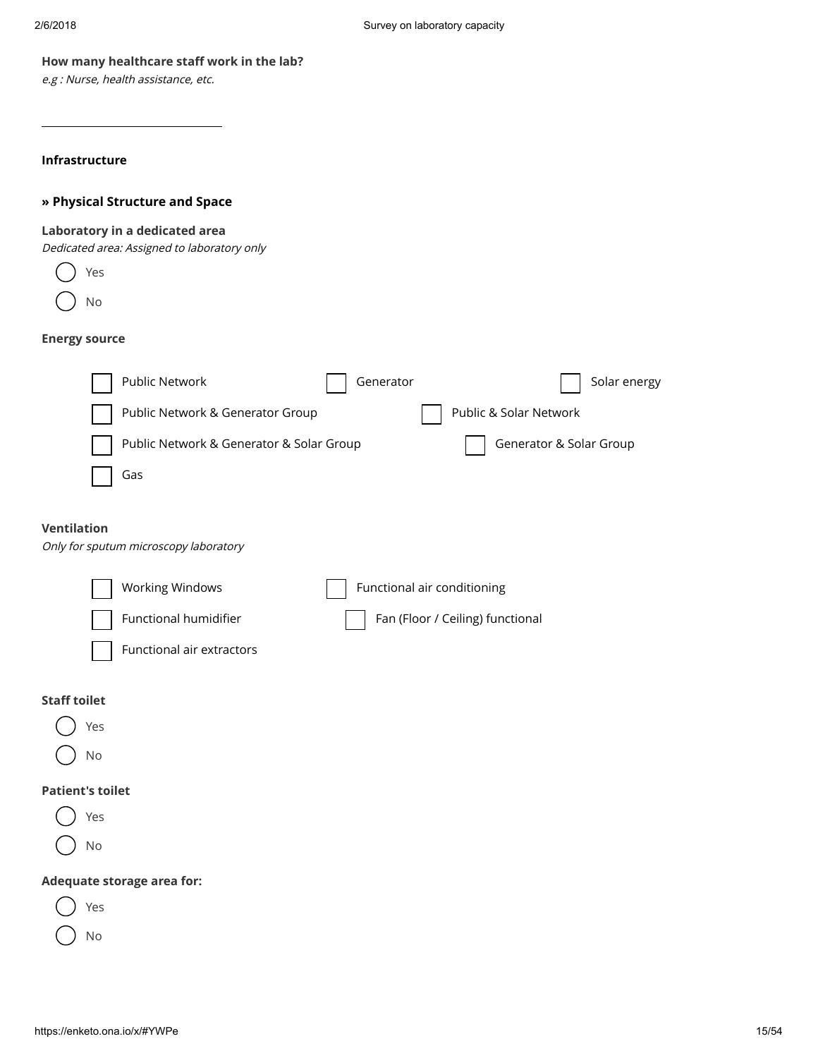**How many healthcare staff work in the lab?**
*e.g : Nurse, health assistance, etc.*

______________________________

**Infrastructure**

**» Physical Structure and Space**

**Laboratory in a dedicated area**
*Dedicated area: Assigned to laboratory only*

- ( ) Yes
- ( ) No

**Energy source**

- [ ] Public Network
- [ ] Generator
- [ ] Solar energy
- [ ] Public Network & Generator Group
- [ ] Public & Solar Network
- [ ] Public Network & Generator & Solar Group
- [ ] Generator & Solar Group
- [ ] Gas

**Ventilation**
*Only for sputum microscopy laboratory*

- [ ] Working Windows
- [ ] Functional air conditioning
- [ ] Functional humidifier
- [ ] Fan (Floor / Ceiling) functional
- [ ] Functional air extractors

**Staff toilet**

- ( ) Yes
- ( ) No

**Patient's toilet**

- ( ) Yes
- ( ) No

**Adequate storage area for:**

- ( ) Yes
- ( ) No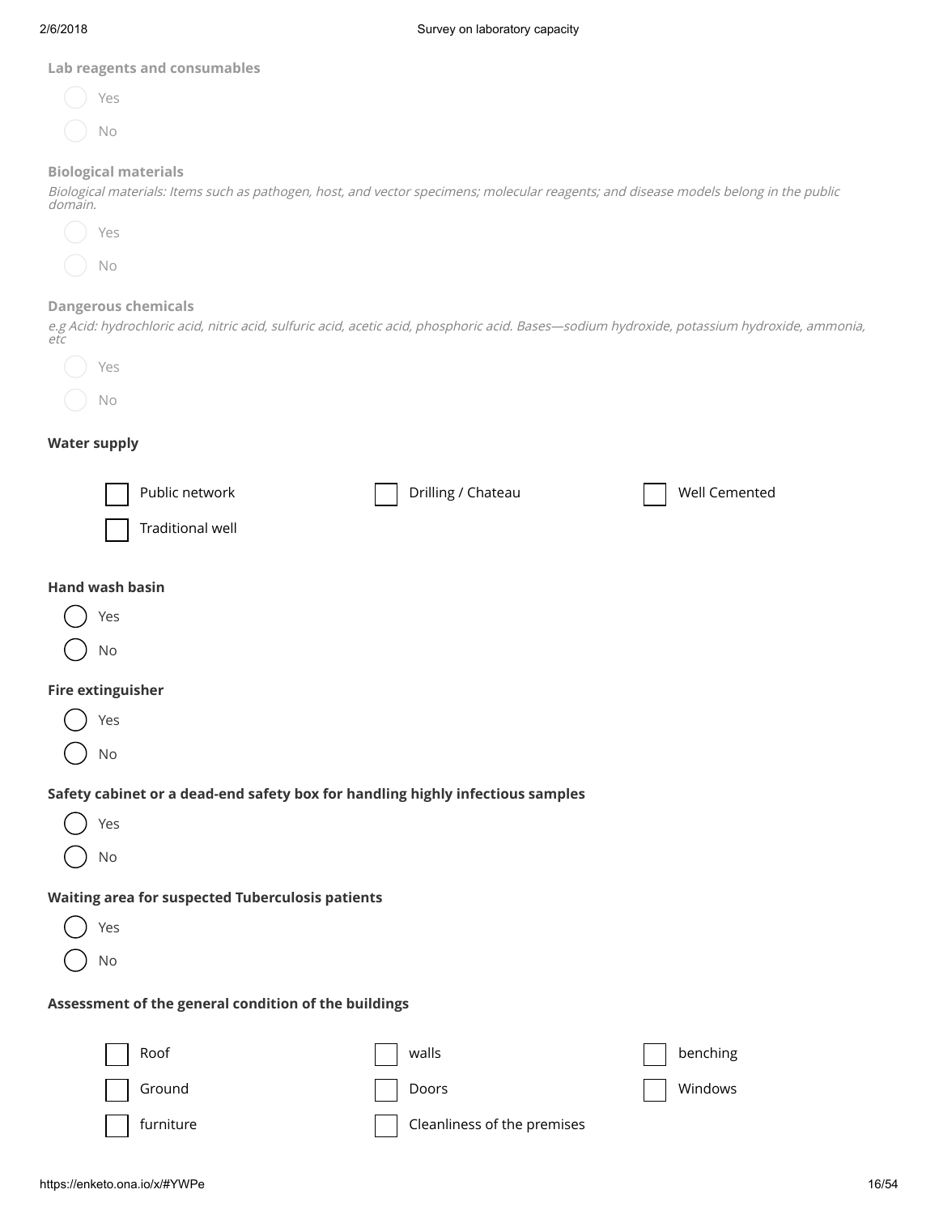**Lab reagents and consumables**

- ( ) Yes
- ( ) No

**Biological materials**

*Biological materials: Items such as pathogen, host, and vector specimens; molecular reagents; and disease models belong in the public domain.*

- ( ) Yes
- ( ) No

**Dangerous chemicals**

*e.g Acid: hydrochloric acid, nitric acid, sulfuric acid, acetic acid, phosphoric acid. Bases—sodium hydroxide, potassium hydroxide, ammonia, etc*

- ( ) Yes
- ( ) No

**Water supply**

- [ ] Public network
- [ ] Drilling / Chateau
- [ ] Well Cemented
- [ ] Traditional well

**Hand wash basin**

- ( ) Yes
- ( ) No

**Fire extinguisher**

- ( ) Yes
- ( ) No

**Safety cabinet or a dead-end safety box for handling highly infectious samples**

- ( ) Yes
- ( ) No

**Waiting area for suspected Tuberculosis patients**

- ( ) Yes
- ( ) No

**Assessment of the general condition of the buildings**

- [ ] Roof
- [ ] walls
- [ ] benching
- [ ] Ground
- [ ] Doors
- [ ] Windows
- [ ] furniture
- [ ] Cleanliness of the premises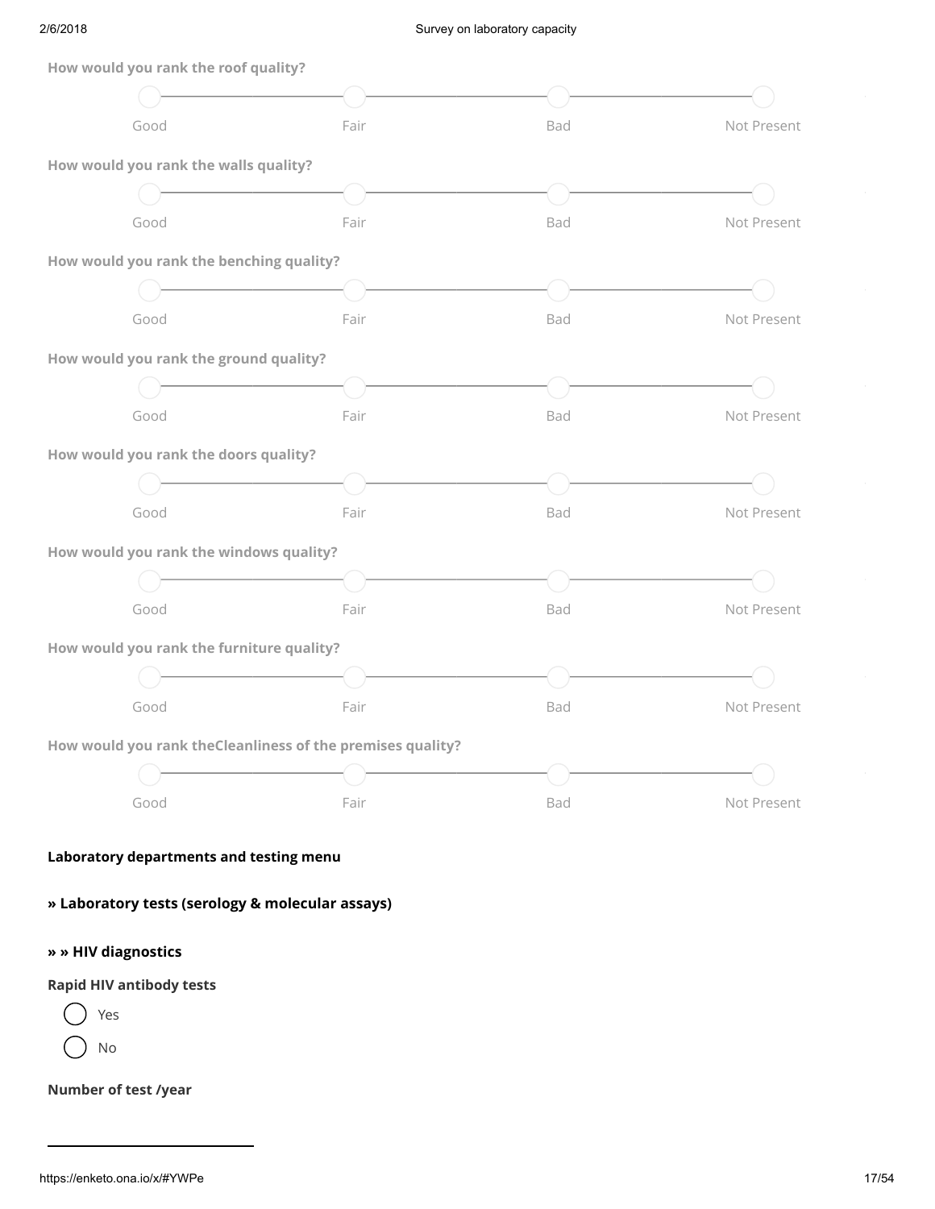**How would you rank the roof quality?**

- ( ) Good
- ( ) Fair
- ( ) Bad
- ( ) Not Present

**How would you rank the walls quality?**

- ( ) Good
- ( ) Fair
- ( ) Bad
- ( ) Not Present

**How would you rank the benching quality?**

- ( ) Good
- ( ) Fair
- ( ) Bad
- ( ) Not Present

**How would you rank the ground quality?**

- ( ) Good
- ( ) Fair
- ( ) Bad
- ( ) Not Present

**How would you rank the doors quality?**

- ( ) Good
- ( ) Fair
- ( ) Bad
- ( ) Not Present

**How would you rank the windows quality?**

- ( ) Good
- ( ) Fair
- ( ) Bad
- ( ) Not Present

**How would you rank the furniture quality?**

- ( ) Good
- ( ) Fair
- ( ) Bad
- ( ) Not Present

**How would you rank theCleanliness of the premises quality?**

- ( ) Good
- ( ) Fair
- ( ) Bad
- ( ) Not Present

## Laboratory departments and testing menu

### » Laboratory tests (serology & molecular assays)

#### » » HIV diagnostics

**Rapid HIV antibody tests**

- ( ) Yes
- ( ) No

**Number of test /year**

______________________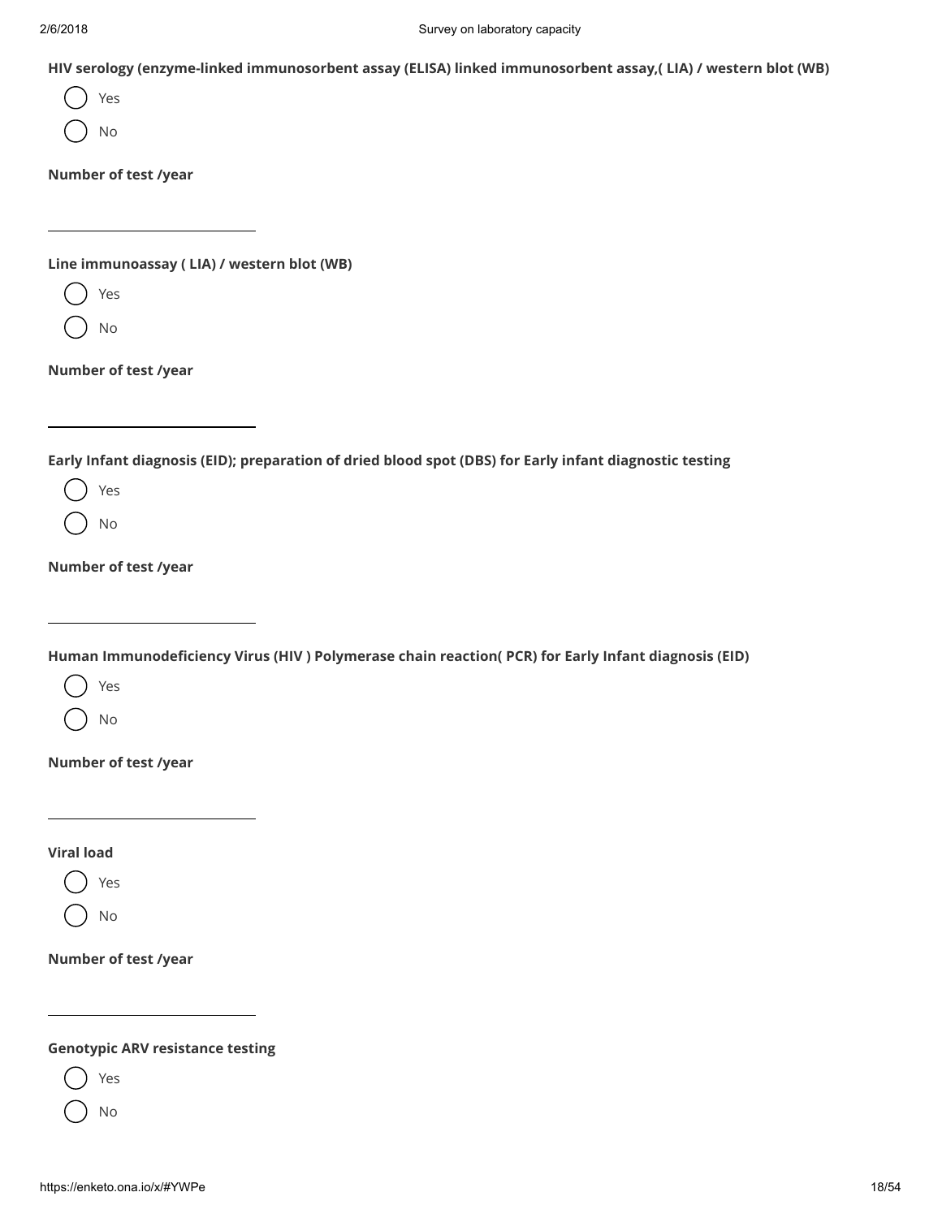**HIV serology (enzyme-linked immunosorbent assay (ELISA) linked immunosorbent assay,( LIA) / western blot (WB)**

- ( ) Yes
- ( ) No

**Number of test /year**

\_\_\_\_\_\_\_\_\_\_\_\_\_\_\_\_\_\_\_\_

**Line immunoassay ( LIA) / western blot (WB)**

- ( ) Yes
- ( ) No

**Number of test /year**

\_\_\_\_\_\_\_\_\_\_\_\_\_\_\_\_\_\_\_\_

**Early Infant diagnosis (EID); preparation of dried blood spot (DBS) for Early infant diagnostic testing**

- ( ) Yes
- ( ) No

**Number of test /year**

\_\_\_\_\_\_\_\_\_\_\_\_\_\_\_\_\_\_\_\_

**Human Immunodeficiency Virus (HIV ) Polymerase chain reaction( PCR) for Early Infant diagnosis (EID)**

- ( ) Yes
- ( ) No

**Number of test /year**

\_\_\_\_\_\_\_\_\_\_\_\_\_\_\_\_\_\_\_\_

**Viral load**

- ( ) Yes
- ( ) No

**Number of test /year**

\_\_\_\_\_\_\_\_\_\_\_\_\_\_\_\_\_\_\_\_

**Genotypic ARV resistance testing**

- ( ) Yes
- ( ) No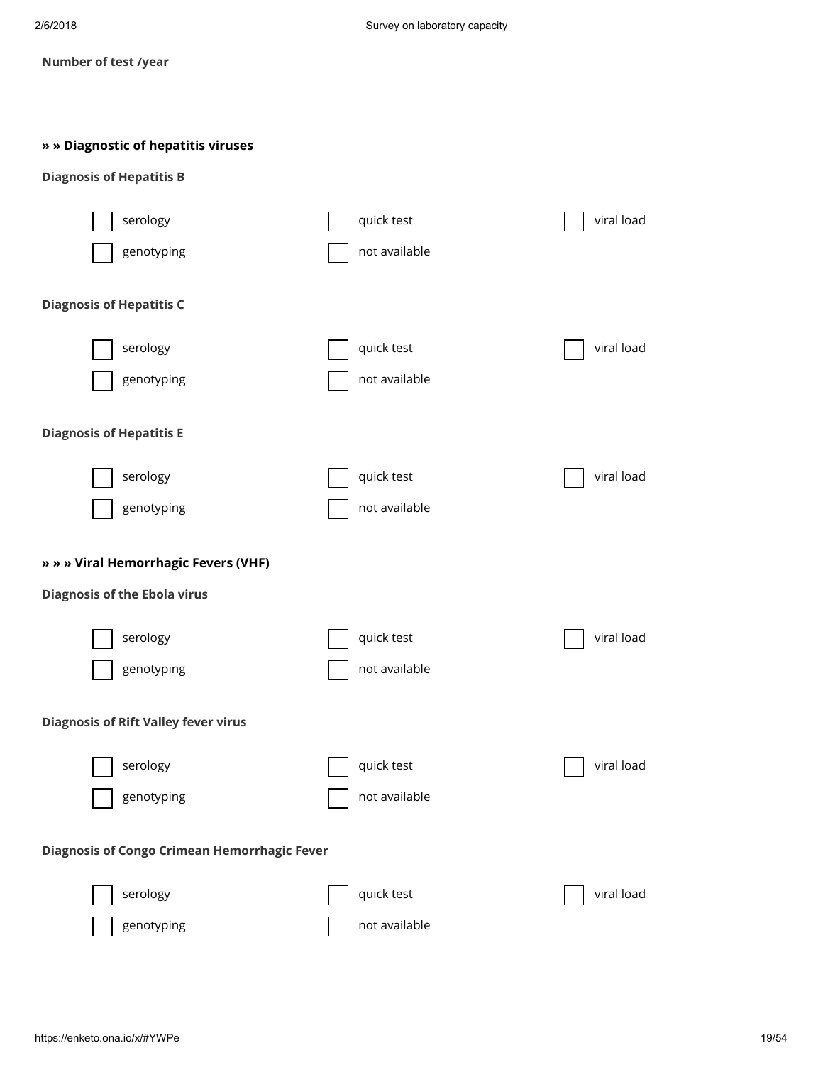**Number of test /year**

\_\_\_\_\_\_\_\_\_\_\_\_\_\_\_\_\_\_\_\_\_\_\_\_\_\_

**» » Diagnostic of hepatitis viruses**

**Diagnosis of Hepatitis B**

- [ ] serology
- [ ] quick test
- [ ] viral load
- [ ] genotyping
- [ ] not available

**Diagnosis of Hepatitis C**

- [ ] serology
- [ ] quick test
- [ ] viral load
- [ ] genotyping
- [ ] not available

**Diagnosis of Hepatitis E**

- [ ] serology
- [ ] quick test
- [ ] viral load
- [ ] genotyping
- [ ] not available

**» » » Viral Hemorrhagic Fevers (VHF)**

**Diagnosis of the Ebola virus**

- [ ] serology
- [ ] quick test
- [ ] viral load
- [ ] genotyping
- [ ] not available

**Diagnosis of Rift Valley fever virus**

- [ ] serology
- [ ] quick test
- [ ] viral load
- [ ] genotyping
- [ ] not available

**Diagnosis of Congo Crimean Hemorrhagic Fever**

- [ ] serology
- [ ] quick test
- [ ] viral load
- [ ] genotyping
- [ ] not available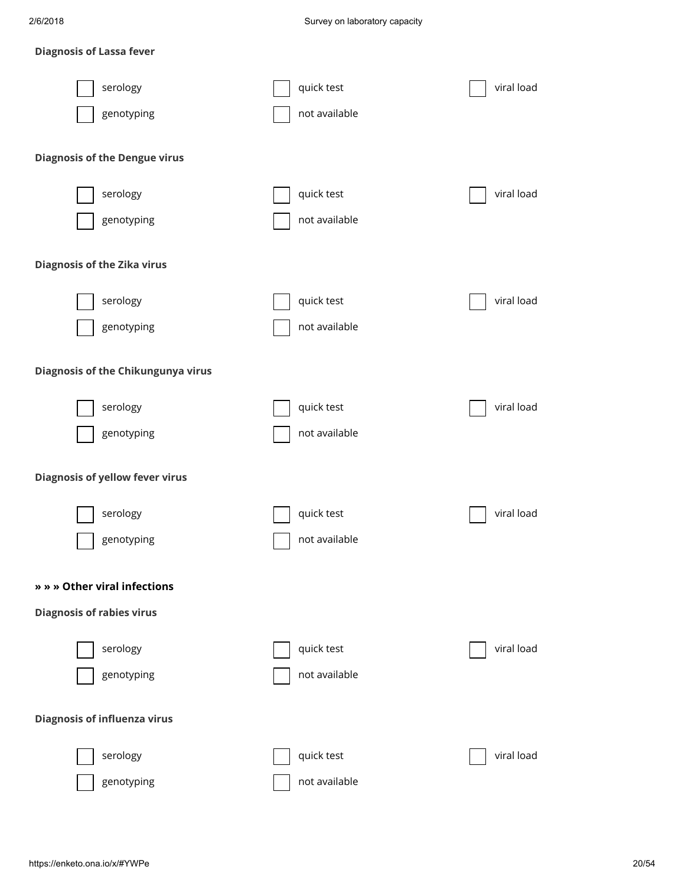**Diagnosis of Lassa fever**

- [ ] serology
- [ ] quick test
- [ ] viral load
- [ ] genotyping
- [ ] not available

**Diagnosis of the Dengue virus**

- [ ] serology
- [ ] quick test
- [ ] viral load
- [ ] genotyping
- [ ] not available

**Diagnosis of the Zika virus**

- [ ] serology
- [ ] quick test
- [ ] viral load
- [ ] genotyping
- [ ] not available

**Diagnosis of the Chikungunya virus**

- [ ] serology
- [ ] quick test
- [ ] viral load
- [ ] genotyping
- [ ] not available

**Diagnosis of yellow fever virus**

- [ ] serology
- [ ] quick test
- [ ] viral load
- [ ] genotyping
- [ ] not available

**» » » Other viral infections**

**Diagnosis of rabies virus**

- [ ] serology
- [ ] quick test
- [ ] viral load
- [ ] genotyping
- [ ] not available

**Diagnosis of influenza virus**

- [ ] serology
- [ ] quick test
- [ ] viral load
- [ ] genotyping
- [ ] not available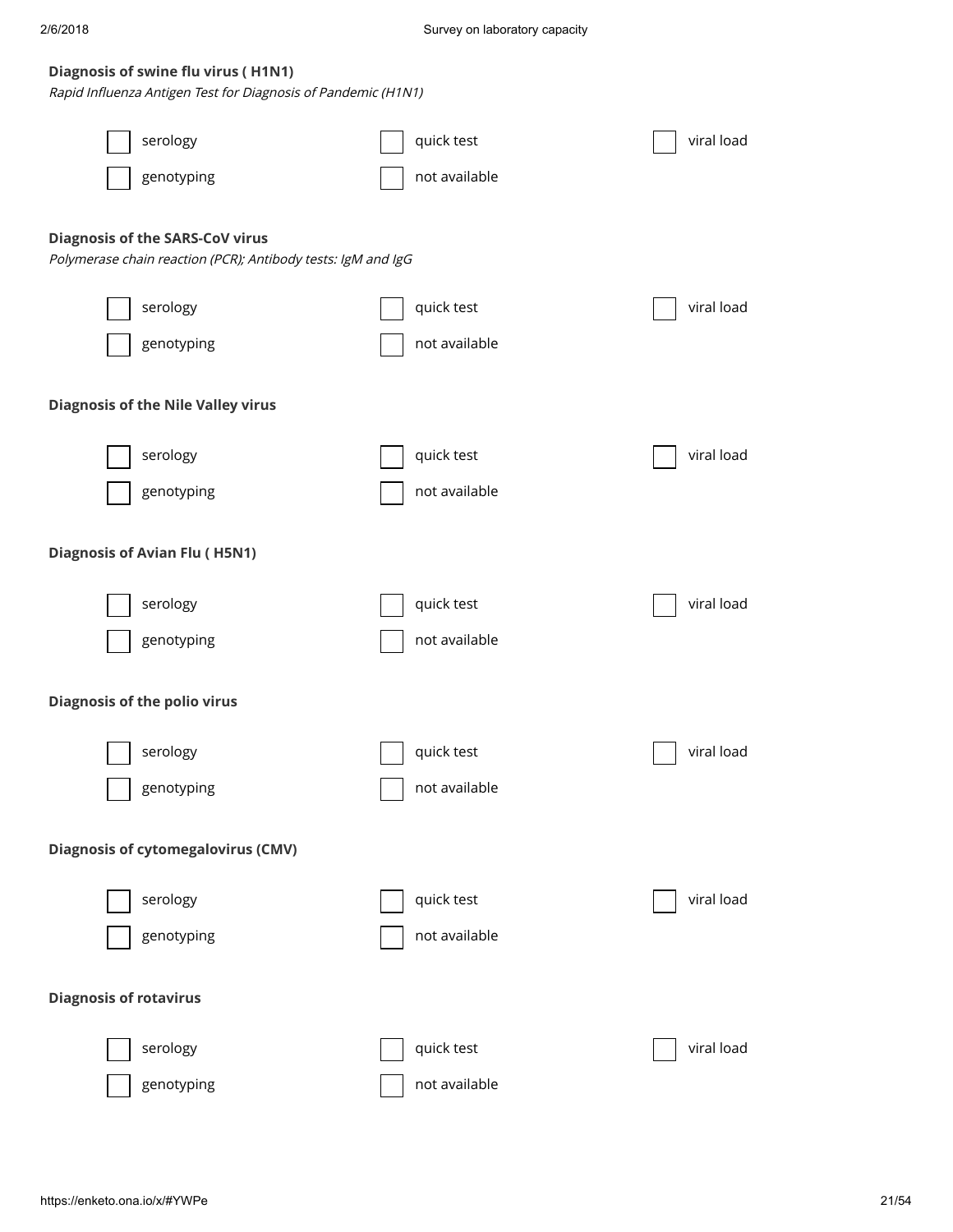**Diagnosis of swine flu virus ( H1N1)**

*Rapid Influenza Antigen Test for Diagnosis of Pandemic (H1N1)*

- [ ] serology
- [ ] quick test
- [ ] viral load
- [ ] genotyping
- [ ] not available

**Diagnosis of the SARS-CoV virus**

*Polymerase chain reaction (PCR); Antibody tests: IgM and IgG*

- [ ] serology
- [ ] quick test
- [ ] viral load
- [ ] genotyping
- [ ] not available

**Diagnosis of the Nile Valley virus**

- [ ] serology
- [ ] quick test
- [ ] viral load
- [ ] genotyping
- [ ] not available

**Diagnosis of Avian Flu ( H5N1)**

- [ ] serology
- [ ] quick test
- [ ] viral load
- [ ] genotyping
- [ ] not available

**Diagnosis of the polio virus**

- [ ] serology
- [ ] quick test
- [ ] viral load
- [ ] genotyping
- [ ] not available

**Diagnosis of cytomegalovirus (CMV)**

- [ ] serology
- [ ] quick test
- [ ] viral load
- [ ] genotyping
- [ ] not available

**Diagnosis of rotavirus**

- [ ] serology
- [ ] quick test
- [ ] viral load
- [ ] genotyping
- [ ] not available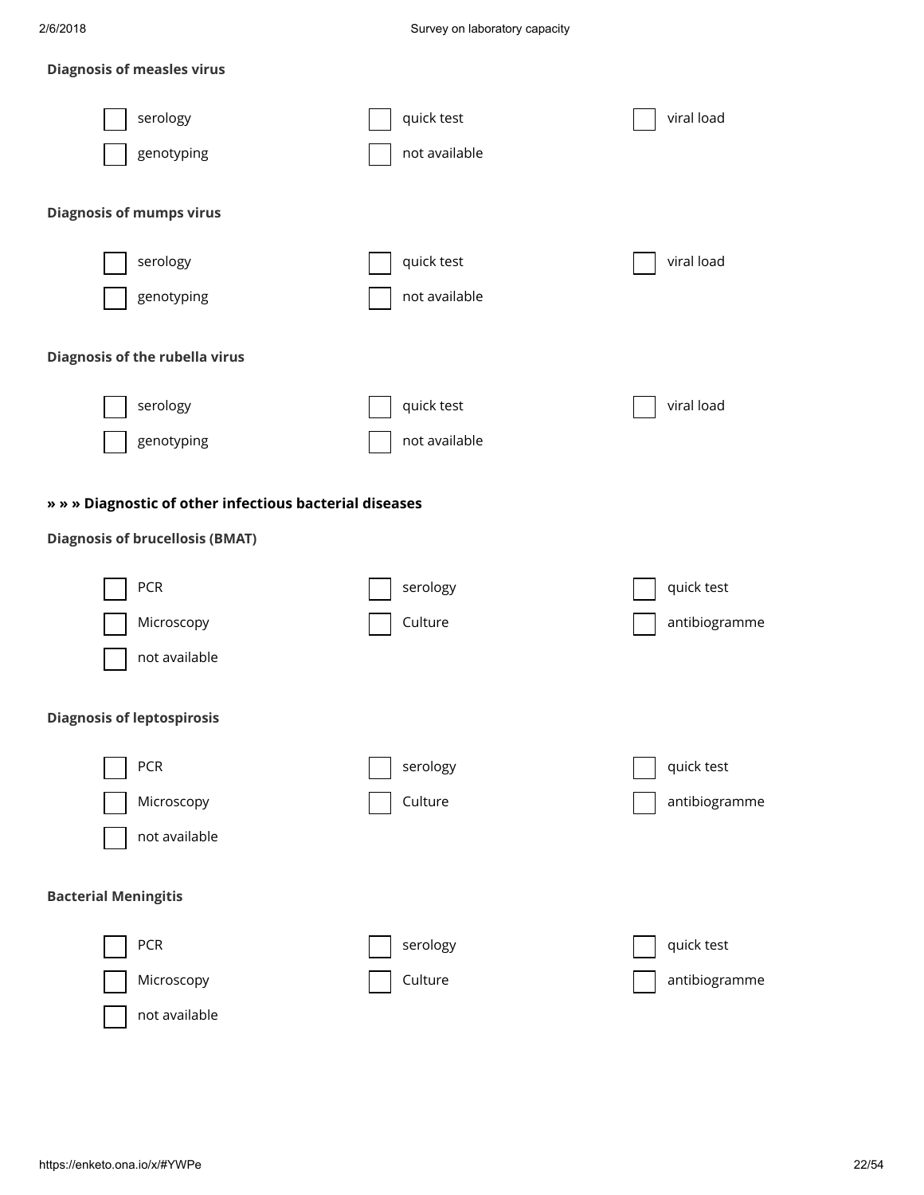**Diagnosis of measles virus**

- [ ] serology
- [ ] quick test
- [ ] viral load
- [ ] genotyping
- [ ] not available

**Diagnosis of mumps virus**

- [ ] serology
- [ ] quick test
- [ ] viral load
- [ ] genotyping
- [ ] not available

**Diagnosis of the rubella virus**

- [ ] serology
- [ ] quick test
- [ ] viral load
- [ ] genotyping
- [ ] not available

## » » » Diagnostic of other infectious bacterial diseases

**Diagnosis of brucellosis (BMAT)**

- [ ] PCR
- [ ] serology
- [ ] quick test
- [ ] Microscopy
- [ ] Culture
- [ ] antibiogramme
- [ ] not available

**Diagnosis of leptospirosis**

- [ ] PCR
- [ ] serology
- [ ] quick test
- [ ] Microscopy
- [ ] Culture
- [ ] antibiogramme
- [ ] not available

**Bacterial Meningitis**

- [ ] PCR
- [ ] serology
- [ ] quick test
- [ ] Microscopy
- [ ] Culture
- [ ] antibiogramme
- [ ] not available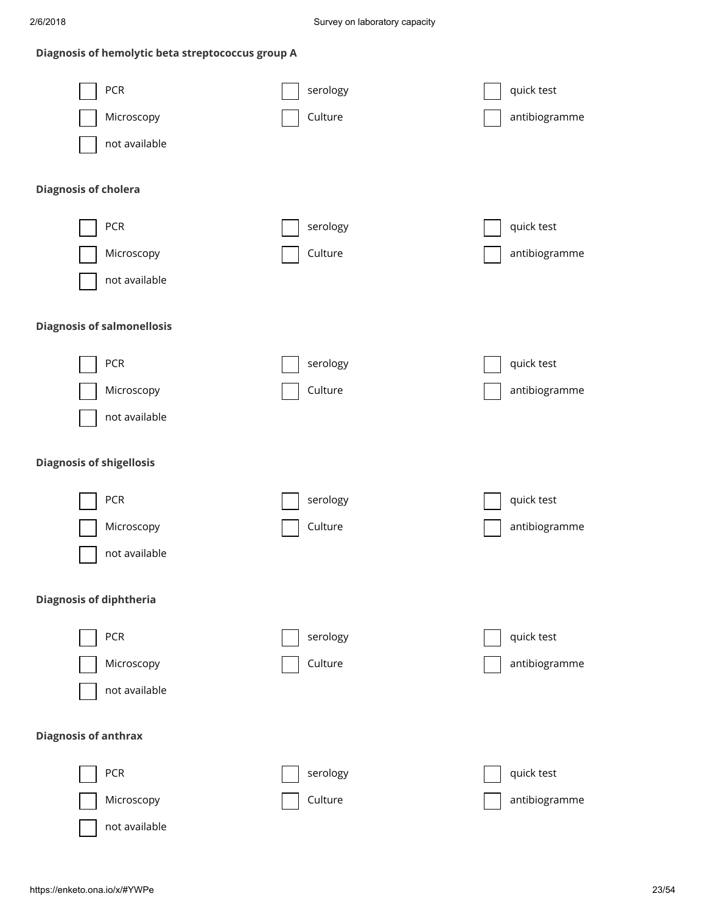**Diagnosis of hemolytic beta streptococcus group A**

- [ ] PCR
- [ ] serology
- [ ] quick test
- [ ] Microscopy
- [ ] Culture
- [ ] antibiogramme
- [ ] not available

**Diagnosis of cholera**

- [ ] PCR
- [ ] serology
- [ ] quick test
- [ ] Microscopy
- [ ] Culture
- [ ] antibiogramme
- [ ] not available

**Diagnosis of salmonellosis**

- [ ] PCR
- [ ] serology
- [ ] quick test
- [ ] Microscopy
- [ ] Culture
- [ ] antibiogramme
- [ ] not available

**Diagnosis of shigellosis**

- [ ] PCR
- [ ] serology
- [ ] quick test
- [ ] Microscopy
- [ ] Culture
- [ ] antibiogramme
- [ ] not available

**Diagnosis of diphtheria**

- [ ] PCR
- [ ] serology
- [ ] quick test
- [ ] Microscopy
- [ ] Culture
- [ ] antibiogramme
- [ ] not available

**Diagnosis of anthrax**

- [ ] PCR
- [ ] serology
- [ ] quick test
- [ ] Microscopy
- [ ] Culture
- [ ] antibiogramme
- [ ] not available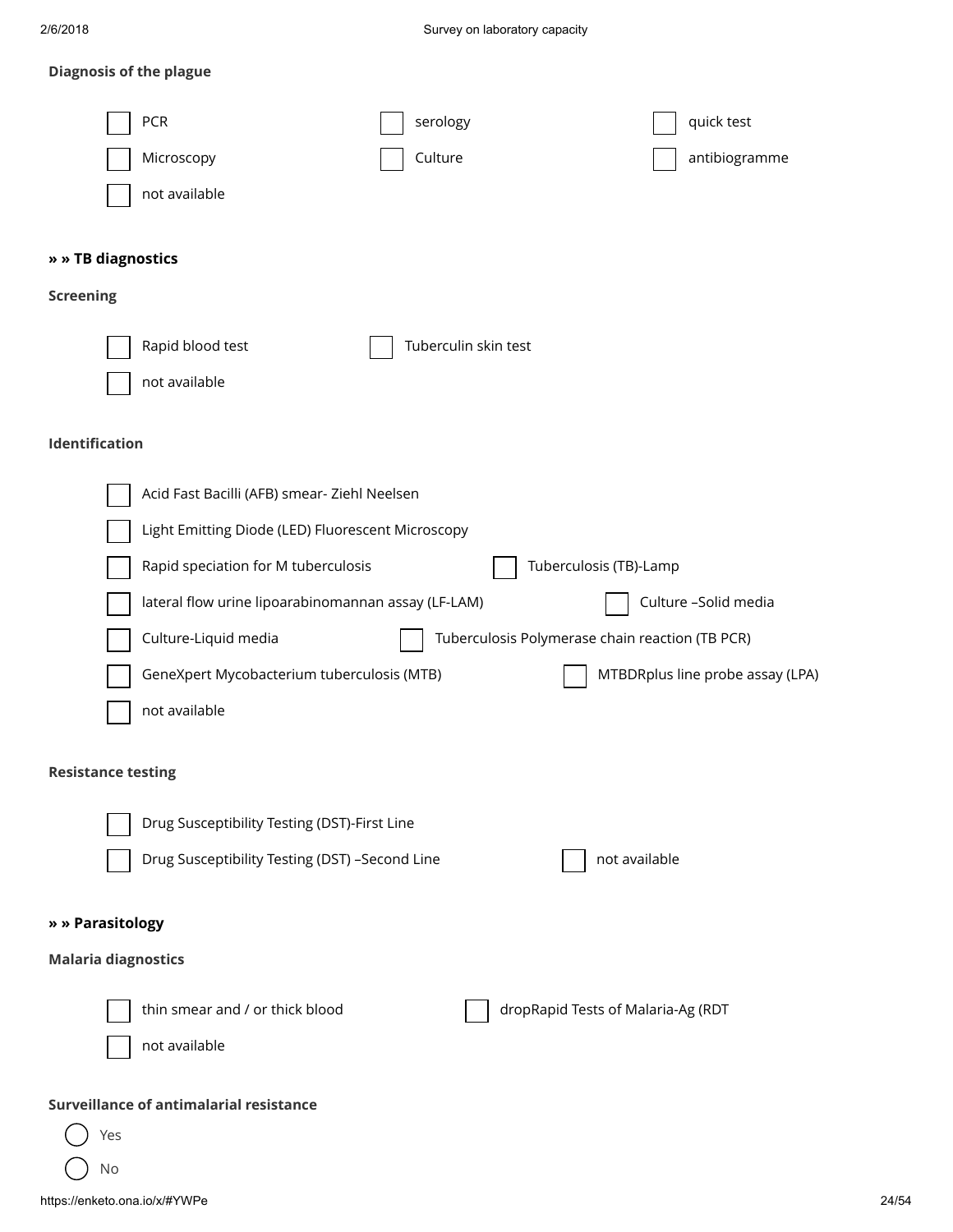**Diagnosis of the plague**

- [ ] PCR
- [ ] serology
- [ ] quick test
- [ ] Microscopy
- [ ] Culture
- [ ] antibiogramme
- [ ] not available

**» » TB diagnostics**

**Screening**

- [ ] Rapid blood test
- [ ] Tuberculin skin test
- [ ] not available

**Identification**

- [ ] Acid Fast Bacilli (AFB) smear- Ziehl Neelsen
- [ ] Light Emitting Diode (LED) Fluorescent Microscopy
- [ ] Rapid speciation for M tuberculosis
- [ ] Tuberculosis (TB)-Lamp
- [ ] lateral flow urine lipoarabinomannan assay (LF-LAM)
- [ ] Culture –Solid media
- [ ] Culture-Liquid media
- [ ] Tuberculosis Polymerase chain reaction (TB PCR)
- [ ] GeneXpert Mycobacterium tuberculosis (MTB)
- [ ] MTBDRplus line probe assay (LPA)
- [ ] not available

**Resistance testing**

- [ ] Drug Susceptibility Testing (DST)-First Line
- [ ] Drug Susceptibility Testing (DST) –Second Line
- [ ] not available

**» » Parasitology**

**Malaria diagnostics**

- [ ] thin smear and / or thick blood
- [ ] dropRapid Tests of Malaria-Ag (RDT
- [ ] not available

**Surveillance of antimalarial resistance**

- ( ) Yes
- ( ) No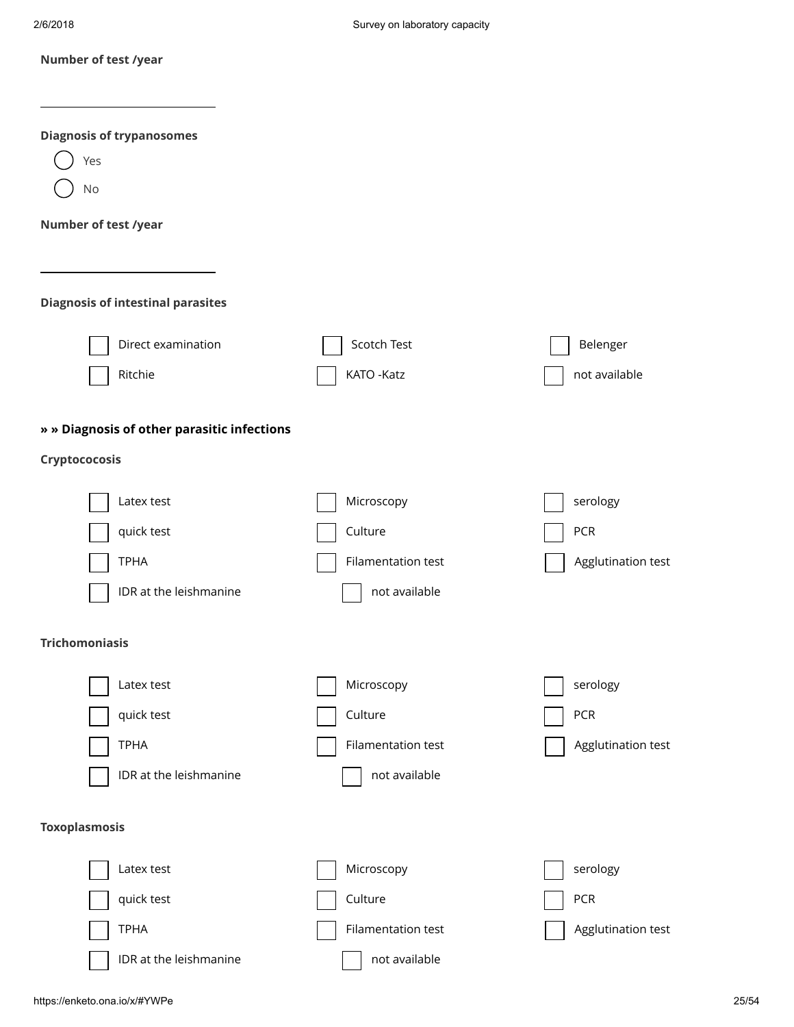**Number of test /year**

______________________

**Diagnosis of trypanosomes**

- ( ) Yes
- ( ) No

**Number of test /year**

______________________

**Diagnosis of intestinal parasites**

- [ ] Direct examination
- [ ] Scotch Test
- [ ] Belenger
- [ ] Ritchie
- [ ] KATO -Katz
- [ ] not available

**» » Diagnosis of other parasitic infections**

**Cryptococosis**

- [ ] Latex test
- [ ] Microscopy
- [ ] serology
- [ ] quick test
- [ ] Culture
- [ ] PCR
- [ ] TPHA
- [ ] Filamentation test
- [ ] Agglutination test
- [ ] IDR at the leishmanine
- [ ] not available

**Trichomoniasis**

- [ ] Latex test
- [ ] Microscopy
- [ ] serology
- [ ] quick test
- [ ] Culture
- [ ] PCR
- [ ] TPHA
- [ ] Filamentation test
- [ ] Agglutination test
- [ ] IDR at the leishmanine
- [ ] not available

**Toxoplasmosis**

- [ ] Latex test
- [ ] Microscopy
- [ ] serology
- [ ] quick test
- [ ] Culture
- [ ] PCR
- [ ] TPHA
- [ ] Filamentation test
- [ ] Agglutination test
- [ ] IDR at the leishmanine
- [ ] not available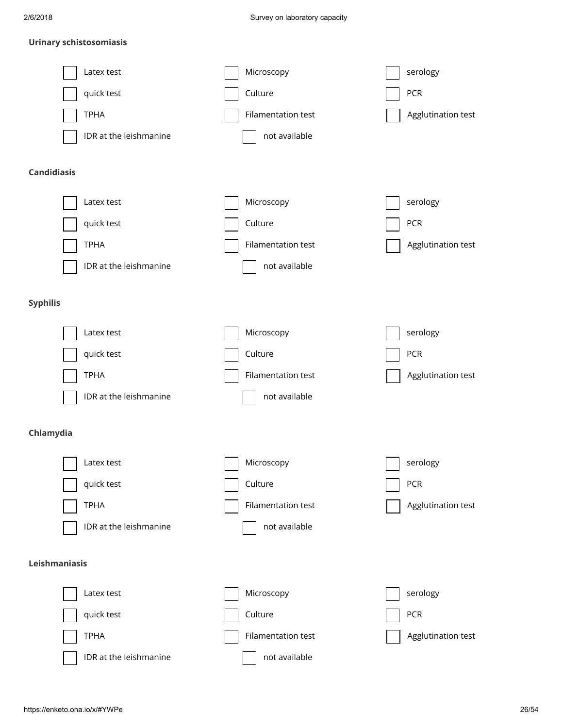**Urinary schistosomiasis**

- [ ] Latex test
- [ ] Microscopy
- [ ] serology
- [ ] quick test
- [ ] Culture
- [ ] PCR
- [ ] TPHA
- [ ] Filamentation test
- [ ] Agglutination test
- [ ] IDR at the leishmanine
- [ ] not available

**Candidiasis**

- [ ] Latex test
- [ ] Microscopy
- [ ] serology
- [ ] quick test
- [ ] Culture
- [ ] PCR
- [ ] TPHA
- [ ] Filamentation test
- [ ] Agglutination test
- [ ] IDR at the leishmanine
- [ ] not available

**Syphilis**

- [ ] Latex test
- [ ] Microscopy
- [ ] serology
- [ ] quick test
- [ ] Culture
- [ ] PCR
- [ ] TPHA
- [ ] Filamentation test
- [ ] Agglutination test
- [ ] IDR at the leishmanine
- [ ] not available

**Chlamydia**

- [ ] Latex test
- [ ] Microscopy
- [ ] serology
- [ ] quick test
- [ ] Culture
- [ ] PCR
- [ ] TPHA
- [ ] Filamentation test
- [ ] Agglutination test
- [ ] IDR at the leishmanine
- [ ] not available

**Leishmaniasis**

- [ ] Latex test
- [ ] Microscopy
- [ ] serology
- [ ] quick test
- [ ] Culture
- [ ] PCR
- [ ] TPHA
- [ ] Filamentation test
- [ ] Agglutination test
- [ ] IDR at the leishmanine
- [ ] not available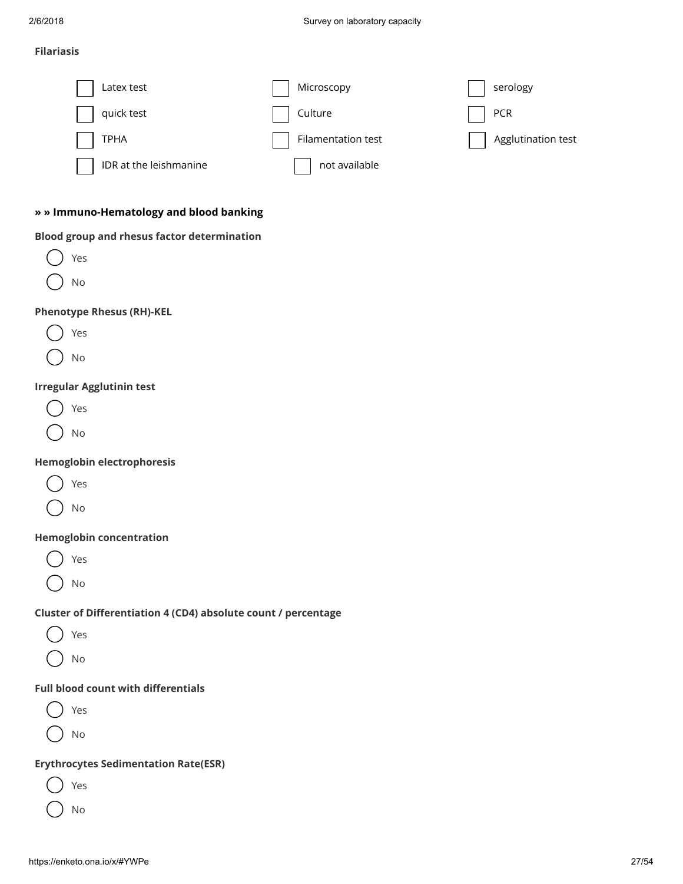**Filariasis**

- [ ] Latex test
- [ ] Microscopy
- [ ] serology
- [ ] quick test
- [ ] Culture
- [ ] PCR
- [ ] TPHA
- [ ] Filamentation test
- [ ] Agglutination test
- [ ] IDR at the leishmanine
- [ ] not available

### » » Immuno-Hematology and blood banking

**Blood group and rhesus factor determination**

- ( ) Yes
- ( ) No

**Phenotype Rhesus (RH)-KEL**

- ( ) Yes
- ( ) No

**Irregular Agglutinin test**

- ( ) Yes
- ( ) No

**Hemoglobin electrophoresis**

- ( ) Yes
- ( ) No

**Hemoglobin concentration**

- ( ) Yes
- ( ) No

**Cluster of Differentiation 4 (CD4) absolute count / percentage**

- ( ) Yes
- ( ) No

**Full blood count with differentials**

- ( ) Yes
- ( ) No

**Erythrocytes Sedimentation Rate(ESR)**

- ( ) Yes
- ( ) No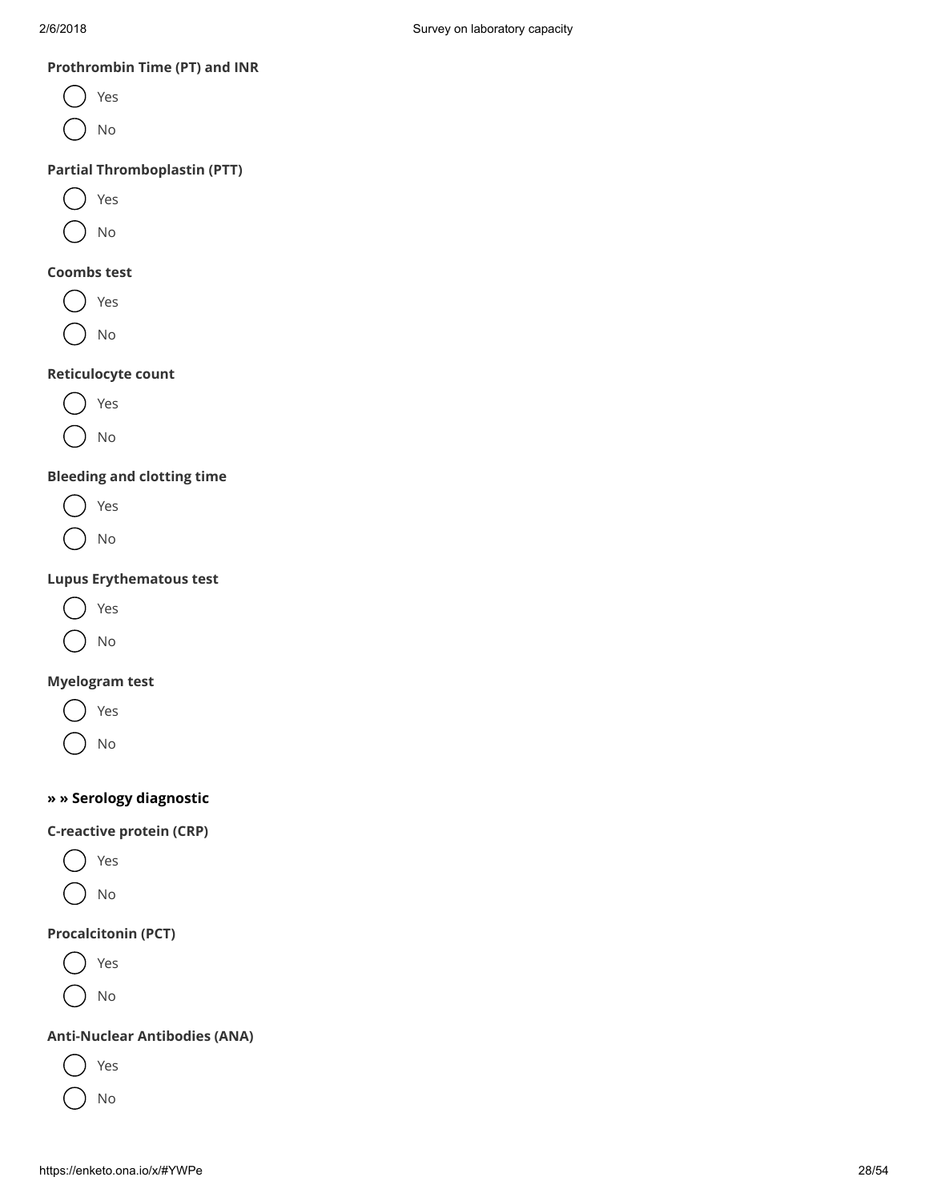**Prothrombin Time (PT) and INR**

- ( ) Yes
- ( ) No

**Partial Thromboplastin (PTT)**

- ( ) Yes
- ( ) No

**Coombs test**

- ( ) Yes
- ( ) No

**Reticulocyte count**

- ( ) Yes
- ( ) No

**Bleeding and clotting time**

- ( ) Yes
- ( ) No

**Lupus Erythematous test**

- ( ) Yes
- ( ) No

**Myelogram test**

- ( ) Yes
- ( ) No

### » » Serology diagnostic

**C-reactive protein (CRP)**

- ( ) Yes
- ( ) No

**Procalcitonin (PCT)**

- ( ) Yes
- ( ) No

**Anti-Nuclear Antibodies (ANA)**

- ( ) Yes
- ( ) No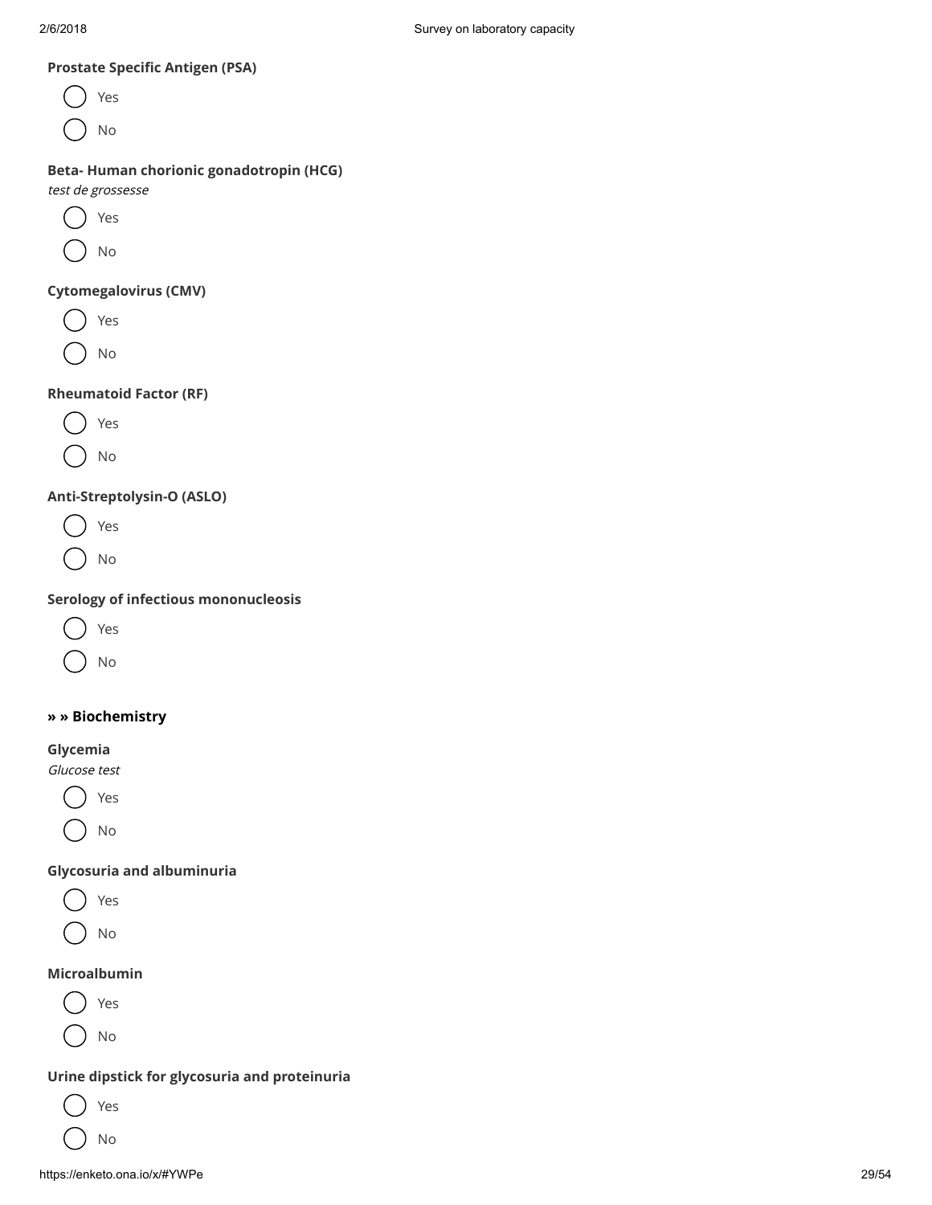**Prostate Specific Antigen (PSA)**

- ( ) Yes
- ( ) No

**Beta- Human chorionic gonadotropin (HCG)**

*test de grossesse*

- ( ) Yes
- ( ) No

**Cytomegalovirus (CMV)**

- ( ) Yes
- ( ) No

**Rheumatoid Factor (RF)**

- ( ) Yes
- ( ) No

**Anti-Streptolysin-O (ASLO)**

- ( ) Yes
- ( ) No

**Serology of infectious mononucleosis**

- ( ) Yes
- ( ) No

### » » Biochemistry

**Glycemia**

*Glucose test*

- ( ) Yes
- ( ) No

**Glycosuria and albuminuria**

- ( ) Yes
- ( ) No

**Microalbumin**

- ( ) Yes
- ( ) No

**Urine dipstick for glycosuria and proteinuria**

- ( ) Yes
- ( ) No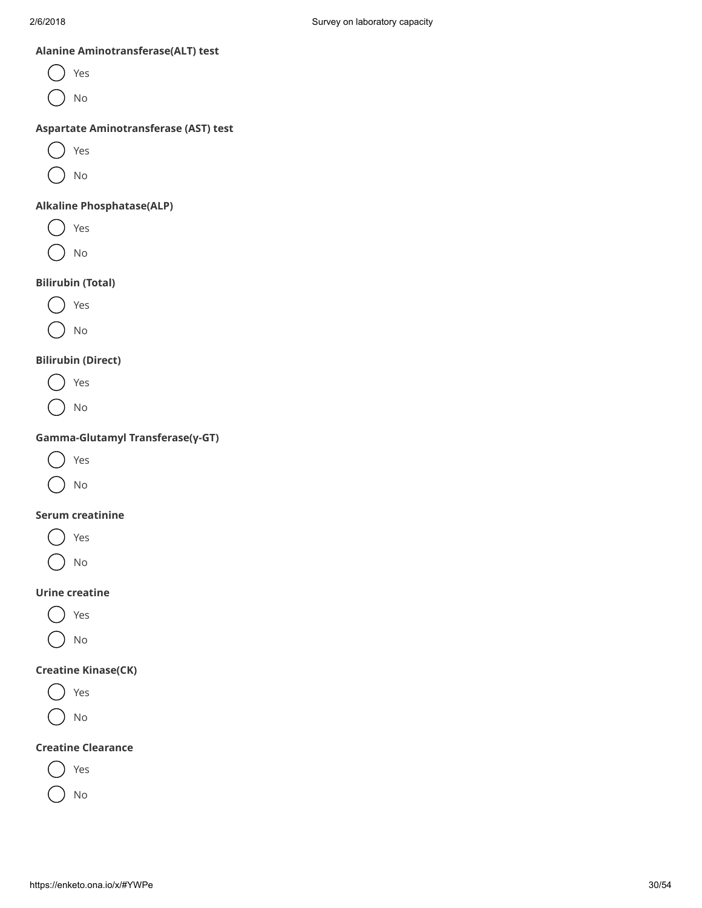**Alanine Aminotransferase(ALT) test**

- ( ) Yes
- ( ) No

**Aspartate Aminotransferase (AST) test**

- ( ) Yes
- ( ) No

**Alkaline Phosphatase(ALP)**

- ( ) Yes
- ( ) No

**Bilirubin (Total)**

- ( ) Yes
- ( ) No

**Bilirubin (Direct)**

- ( ) Yes
- ( ) No

**Gamma-Glutamyl Transferase(γ-GT)**

- ( ) Yes
- ( ) No

**Serum creatinine**

- ( ) Yes
- ( ) No

**Urine creatine**

- ( ) Yes
- ( ) No

**Creatine Kinase(CK)**

- ( ) Yes
- ( ) No

**Creatine Clearance**

- ( ) Yes
- ( ) No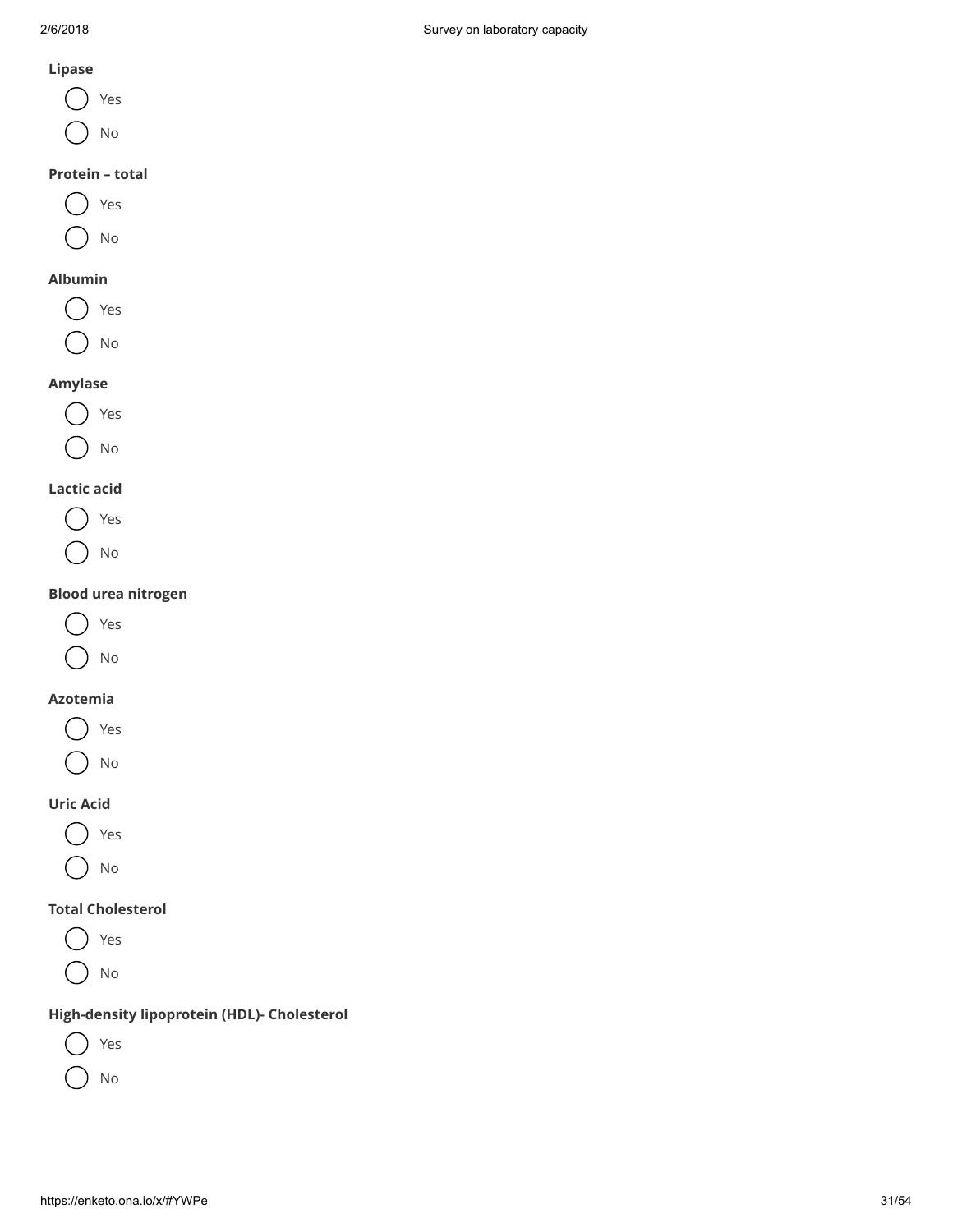**Lipase**

- ( ) Yes
- ( ) No

**Protein – total**

- ( ) Yes
- ( ) No

**Albumin**

- ( ) Yes
- ( ) No

**Amylase**

- ( ) Yes
- ( ) No

**Lactic acid**

- ( ) Yes
- ( ) No

**Blood urea nitrogen**

- ( ) Yes
- ( ) No

**Azotemia**

- ( ) Yes
- ( ) No

**Uric Acid**

- ( ) Yes
- ( ) No

**Total Cholesterol**

- ( ) Yes
- ( ) No

**High-density lipoprotein (HDL)- Cholesterol**

- ( ) Yes
- ( ) No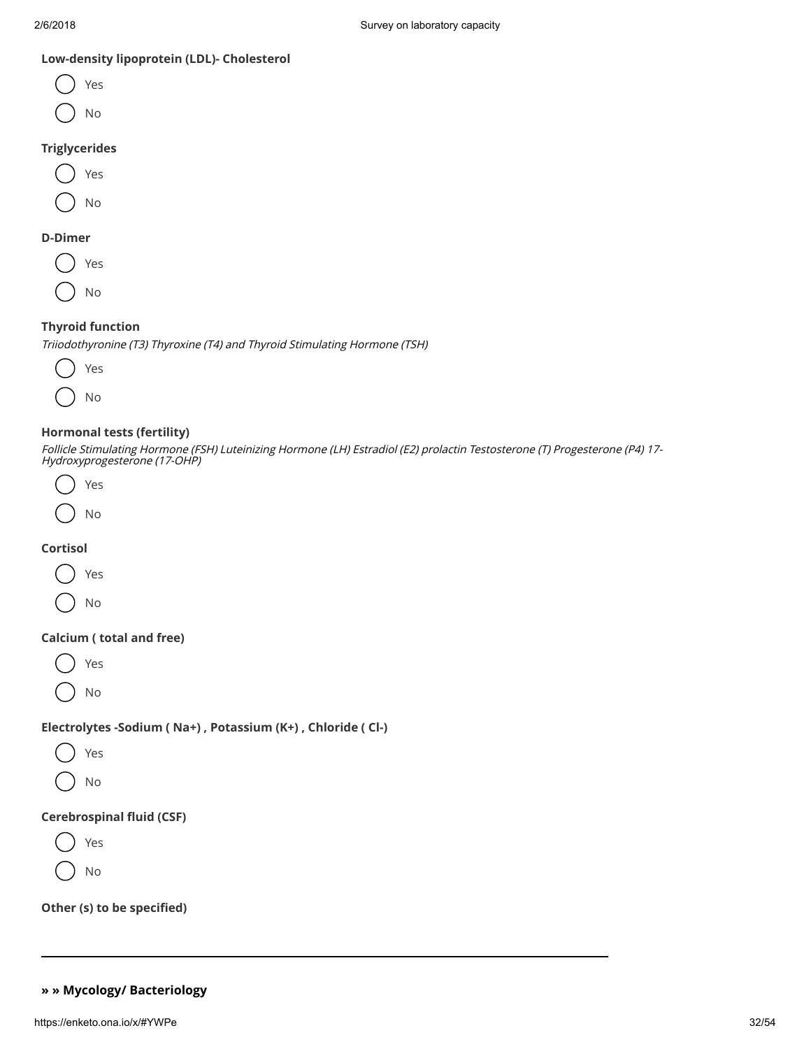**Low-density lipoprotein (LDL)- Cholesterol**

- ( ) Yes
- ( ) No

**Triglycerides**

- ( ) Yes
- ( ) No

**D-Dimer**

- ( ) Yes
- ( ) No

**Thyroid function**

*Triiodothyronine (T3) Thyroxine (T4) and Thyroid Stimulating Hormone (TSH)*

- ( ) Yes
- ( ) No

**Hormonal tests (fertility)**

*Follicle Stimulating Hormone (FSH) Luteinizing Hormone (LH) Estradiol (E2) prolactin Testosterone (T) Progesterone (P4) 17-Hydroxyprogesterone (17-OHP)*

- ( ) Yes
- ( ) No

**Cortisol**

- ( ) Yes
- ( ) No

**Calcium ( total and free)**

- ( ) Yes
- ( ) No

**Electrolytes -Sodium ( Na+) , Potassium (K+) , Chloride ( Cl-)**

- ( ) Yes
- ( ) No

**Cerebrospinal fluid (CSF)**

- ( ) Yes
- ( ) No

**Other (s) to be specified)**

---

**» » Mycology/ Bacteriology**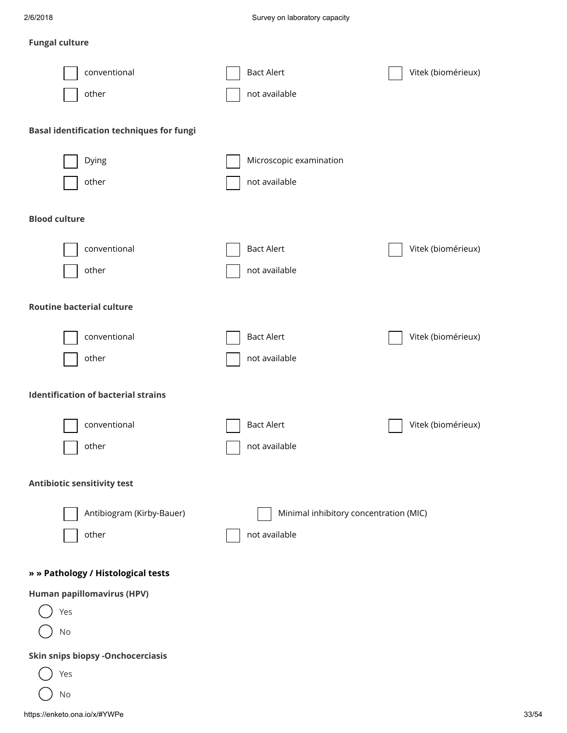**Fungal culture**

- [ ] conventional
- [ ] Bact Alert
- [ ] Vitek (biomérieux)
- [ ] other
- [ ] not available

**Basal identification techniques for fungi**

- [ ] Dying
- [ ] Microscopic examination
- [ ] other
- [ ] not available

**Blood culture**

- [ ] conventional
- [ ] Bact Alert
- [ ] Vitek (biomérieux)
- [ ] other
- [ ] not available

**Routine bacterial culture**

- [ ] conventional
- [ ] Bact Alert
- [ ] Vitek (biomérieux)
- [ ] other
- [ ] not available

**Identification of bacterial strains**

- [ ] conventional
- [ ] Bact Alert
- [ ] Vitek (biomérieux)
- [ ] other
- [ ] not available

**Antibiotic sensitivity test**

- [ ] Antibiogram (Kirby-Bauer)
- [ ] Minimal inhibitory concentration (MIC)
- [ ] other
- [ ] not available

### » » Pathology / Histological tests

**Human papillomavirus (HPV)**

- ( ) Yes
- ( ) No

**Skin snips biopsy -Onchocerciasis**

- ( ) Yes
- ( ) No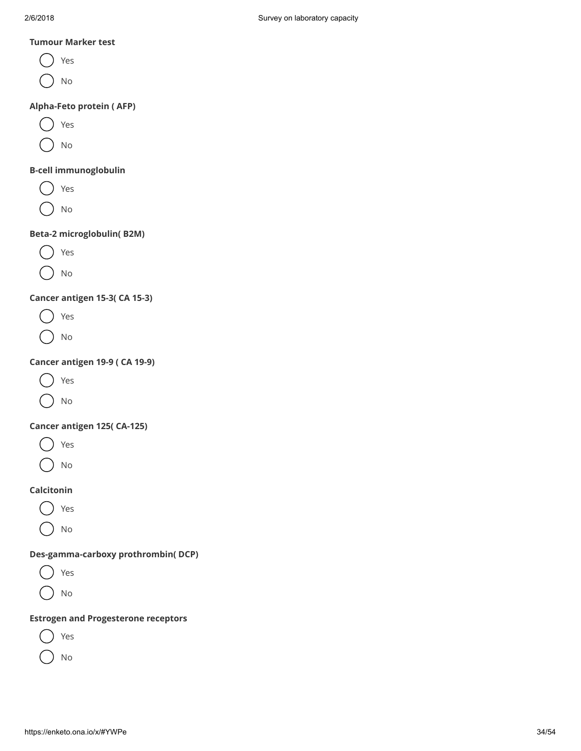**Tumour Marker test**

- ( ) Yes
- ( ) No

**Alpha-Feto protein ( AFP)**

- ( ) Yes
- ( ) No

**B-cell immunoglobulin**

- ( ) Yes
- ( ) No

**Beta-2 microglobulin( B2M)**

- ( ) Yes
- ( ) No

**Cancer antigen 15-3( CA 15-3)**

- ( ) Yes
- ( ) No

**Cancer antigen 19-9 ( CA 19-9)**

- ( ) Yes
- ( ) No

**Cancer antigen 125( CA-125)**

- ( ) Yes
- ( ) No

**Calcitonin**

- ( ) Yes
- ( ) No

**Des-gamma-carboxy prothrombin( DCP)**

- ( ) Yes
- ( ) No

**Estrogen and Progesterone receptors**

- ( ) Yes
- ( ) No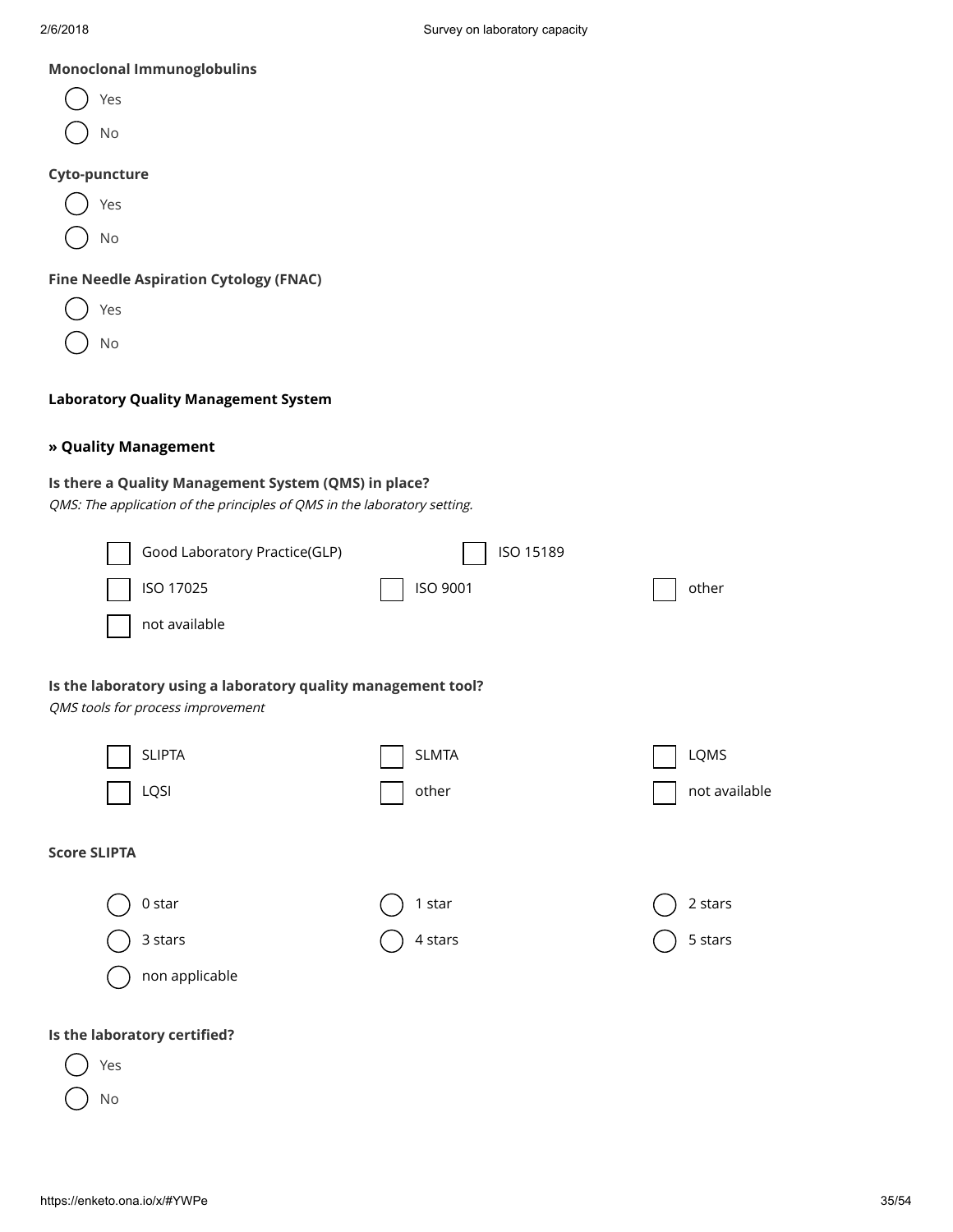**Monoclonal Immunoglobulins**

- ( ) Yes
- ( ) No

**Cyto-puncture**

- ( ) Yes
- ( ) No

**Fine Needle Aspiration Cytology (FNAC)**

- ( ) Yes
- ( ) No

### Laboratory Quality Management System

#### » Quality Management

**Is there a Quality Management System (QMS) in place?**
*QMS: The application of the principles of QMS in the laboratory setting.*

- [ ] Good Laboratory Practice(GLP)
- [ ] ISO 15189
- [ ] ISO 17025
- [ ] ISO 9001
- [ ] other
- [ ] not available

**Is the laboratory using a laboratory quality management tool?**
*QMS tools for process improvement*

- [ ] SLIPTA
- [ ] SLMTA
- [ ] LQMS
- [ ] LQSI
- [ ] other
- [ ] not available

**Score SLIPTA**

- ( ) 0 star
- ( ) 1 star
- ( ) 2 stars
- ( ) 3 stars
- ( ) 4 stars
- ( ) 5 stars
- ( ) non applicable

**Is the laboratory certified?**

- ( ) Yes
- ( ) No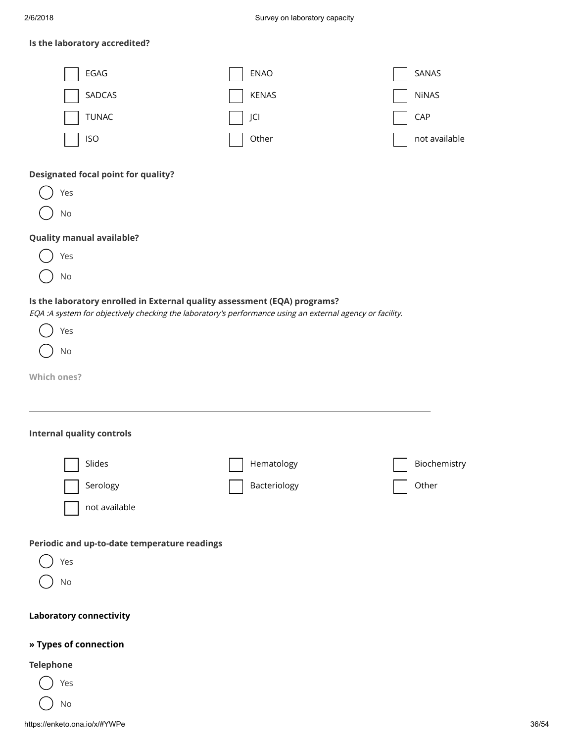**Is the laboratory accredited?**

- [ ] EGAG
- [ ] ENAO
- [ ] SANAS
- [ ] SADCAS
- [ ] KENAS
- [ ] NiNAS
- [ ] TUNAC
- [ ] JCI
- [ ] CAP
- [ ] ISO
- [ ] Other
- [ ] not available

**Designated focal point for quality?**

- ( ) Yes
- ( ) No

**Quality manual available?**

- ( ) Yes
- ( ) No

**Is the laboratory enrolled in External quality assessment (EQA) programs?**

*EQA :A system for objectively checking the laboratory's performance using an external agency or facility.*

- ( ) Yes
- ( ) No

**Which ones?**

________________________________________

**Internal quality controls**

- [ ] Slides
- [ ] Hematology
- [ ] Biochemistry
- [ ] Serology
- [ ] Bacteriology
- [ ] Other
- [ ] not available

**Periodic and up-to-date temperature readings**

- ( ) Yes
- ( ) No

**Laboratory connectivity**

**» Types of connection**

**Telephone**

- ( ) Yes
- ( ) No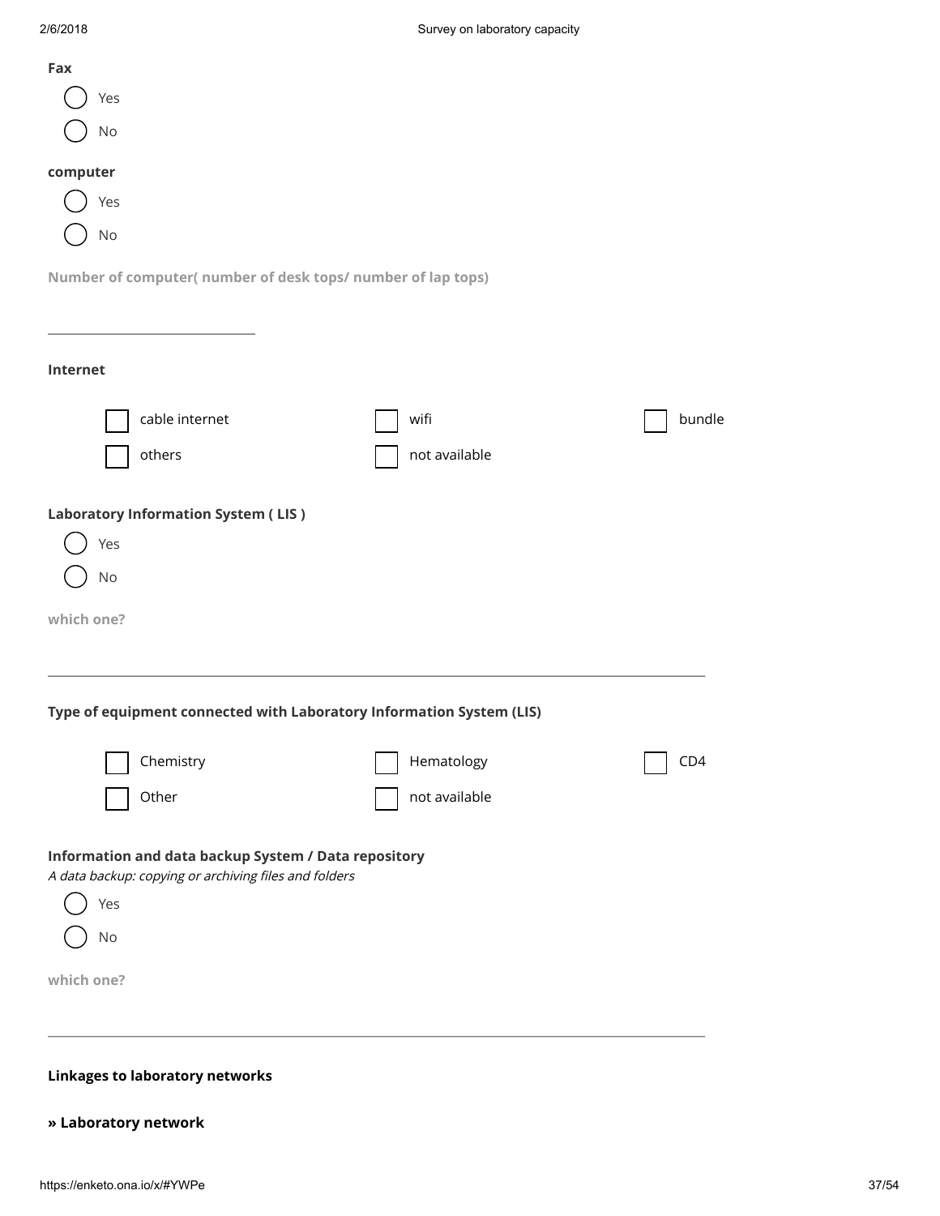**Fax**

- ( ) Yes
- ( ) No

**computer**

- ( ) Yes
- ( ) No

**Number of computer( number of desk tops/ number of lap tops)**

______________________

**Internet**

- [ ] cable internet
- [ ] wifi
- [ ] bundle
- [ ] others
- [ ] not available

**Laboratory Information System ( LIS )**

- ( ) Yes
- ( ) No

**which one?**

______________________________________________

**Type of equipment connected with Laboratory Information System (LIS)**

- [ ] Chemistry
- [ ] Hematology
- [ ] CD4
- [ ] Other
- [ ] not available

**Information and data backup System / Data repository**

*A data backup: copying or archiving files and folders*

- ( ) Yes
- ( ) No

**which one?**

______________________________________________

**Linkages to laboratory networks**

**» Laboratory network**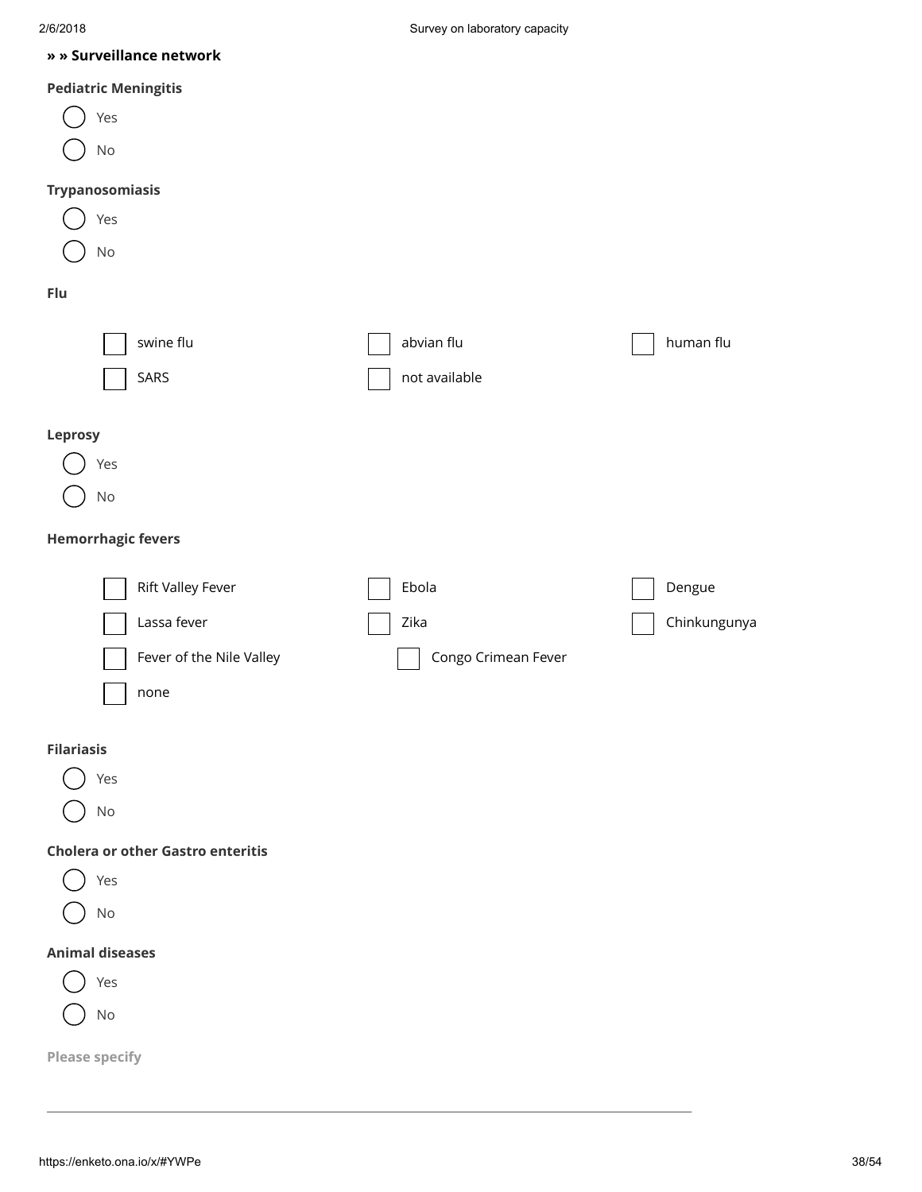**» » Surveillance network**

**Pediatric Meningitis**

- ( ) Yes
- ( ) No

**Trypanosomiasis**

- ( ) Yes
- ( ) No

**Flu**

- [ ] swine flu
- [ ] abvian flu
- [ ] human flu
- [ ] SARS
- [ ] not available

**Leprosy**

- ( ) Yes
- ( ) No

**Hemorrhagic fevers**

- [ ] Rift Valley Fever
- [ ] Ebola
- [ ] Dengue
- [ ] Lassa fever
- [ ] Zika
- [ ] Chinkungunya
- [ ] Fever of the Nile Valley
- [ ] Congo Crimean Fever
- [ ] none

**Filariasis**

- ( ) Yes
- ( ) No

**Cholera or other Gastro enteritis**

- ( ) Yes
- ( ) No

**Animal diseases**

- ( ) Yes
- ( ) No

**Please specify**

\_\_\_\_\_\_\_\_\_\_\_\_\_\_\_\_\_\_\_\_\_\_\_\_\_\_\_\_\_\_\_\_\_\_\_\_\_\_\_\_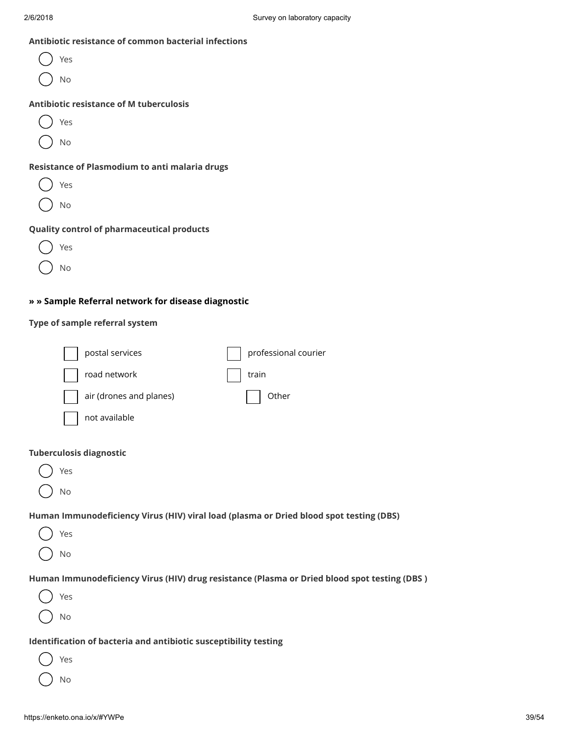**Antibiotic resistance of common bacterial infections**

- ( ) Yes
- ( ) No

**Antibiotic resistance of M tuberculosis**

- ( ) Yes
- ( ) No

**Resistance of Plasmodium to anti malaria drugs**

- ( ) Yes
- ( ) No

**Quality control of pharmaceutical products**

- ( ) Yes
- ( ) No

### » » Sample Referral network for disease diagnostic

**Type of sample referral system**

- [ ] postal services
- [ ] professional courier
- [ ] road network
- [ ] train
- [ ] air (drones and planes)
- [ ] Other
- [ ] not available

**Tuberculosis diagnostic**

- ( ) Yes
- ( ) No

**Human Immunodeficiency Virus (HIV) viral load (plasma or Dried blood spot testing (DBS)**

- ( ) Yes
- ( ) No

**Human Immunodeficiency Virus (HIV) drug resistance (Plasma or Dried blood spot testing (DBS )**

- ( ) Yes
- ( ) No

**Identification of bacteria and antibiotic susceptibility testing**

- ( ) Yes
- ( ) No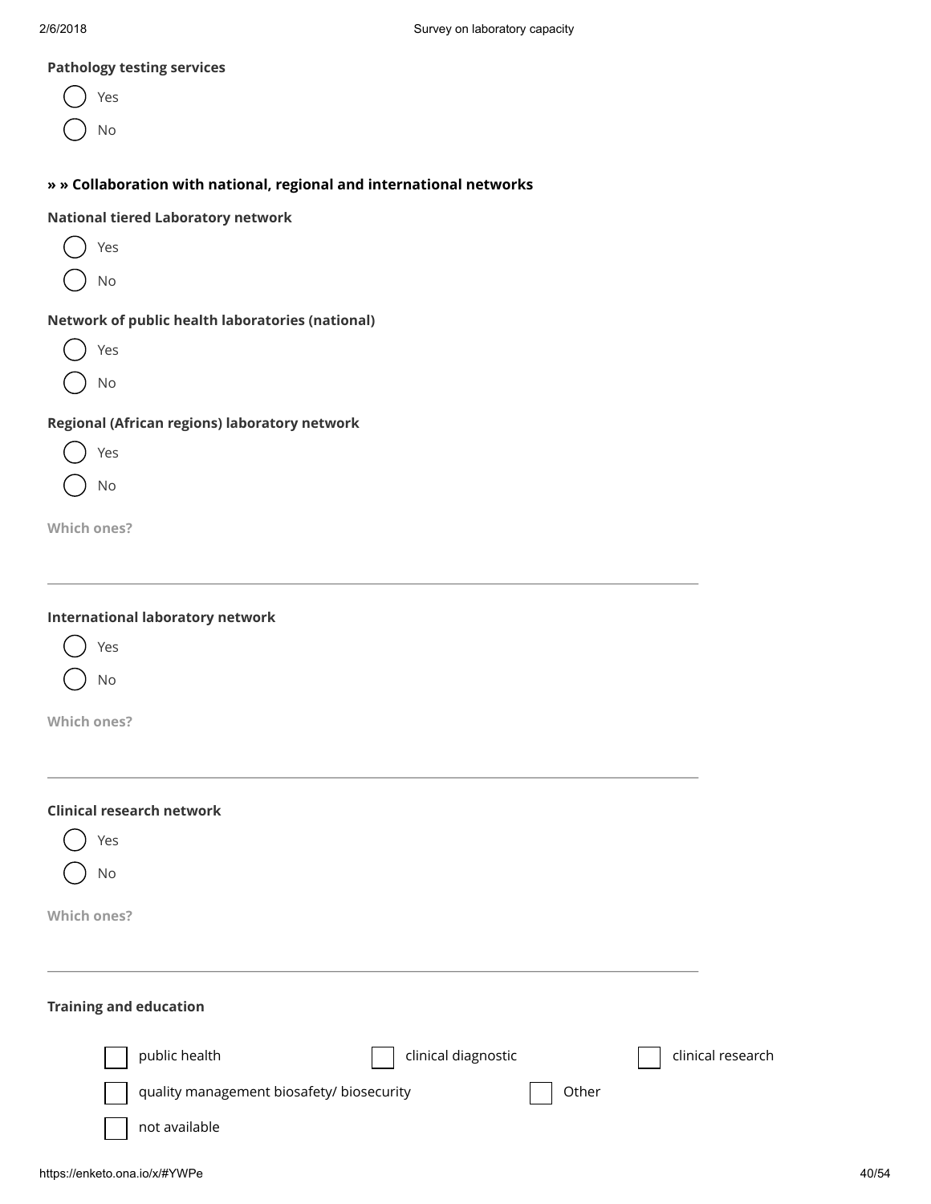**Pathology testing services**

- ( ) Yes
- ( ) No

### » » Collaboration with national, regional and international networks

**National tiered Laboratory network**

- ( ) Yes
- ( ) No

**Network of public health laboratories (national)**

- ( ) Yes
- ( ) No

**Regional (African regions) laboratory network**

- ( ) Yes
- ( ) No

**Which ones?**

___

**International laboratory network**

- ( ) Yes
- ( ) No

**Which ones?**

___

**Clinical research network**

- ( ) Yes
- ( ) No

**Which ones?**

___

**Training and education**

- [ ] public health
- [ ] clinical diagnostic
- [ ] clinical research
- [ ] quality management biosafety/ biosecurity
- [ ] Other
- [ ] not available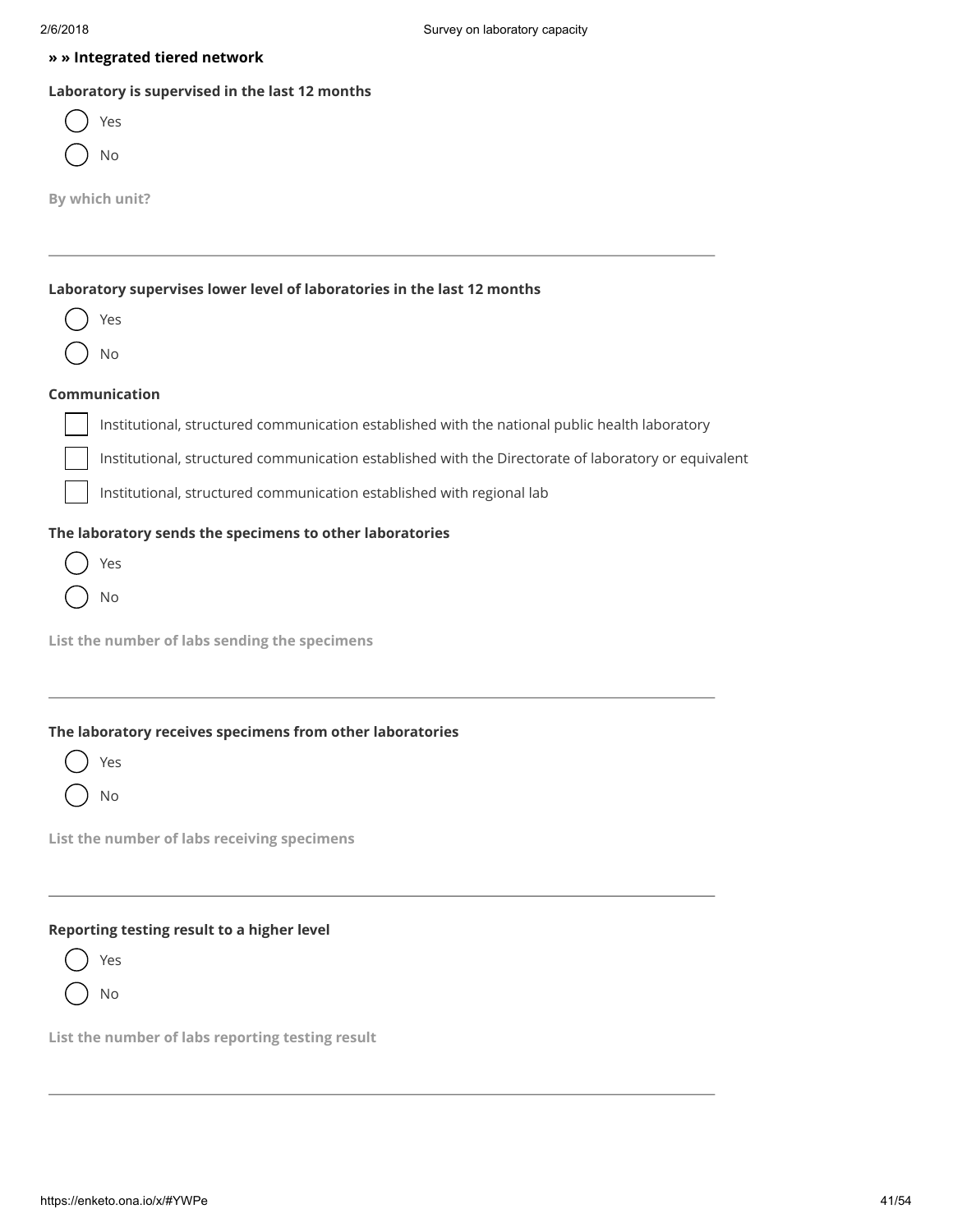**» » Integrated tiered network**

**Laboratory is supervised in the last 12 months**

- ( ) Yes
- ( ) No

**By which unit?**

---

**Laboratory supervises lower level of laboratories in the last 12 months**

- ( ) Yes
- ( ) No

**Communication**

- [ ] Institutional, structured communication established with the national public health laboratory
- [ ] Institutional, structured communication established with the Directorate of laboratory or equivalent
- [ ] Institutional, structured communication established with regional lab

**The laboratory sends the specimens to other laboratories**

- ( ) Yes
- ( ) No

**List the number of labs sending the specimens**

---

**The laboratory receives specimens from other laboratories**

- ( ) Yes
- ( ) No

**List the number of labs receiving specimens**

---

**Reporting testing result to a higher level**

- ( ) Yes
- ( ) No

**List the number of labs reporting testing result**

---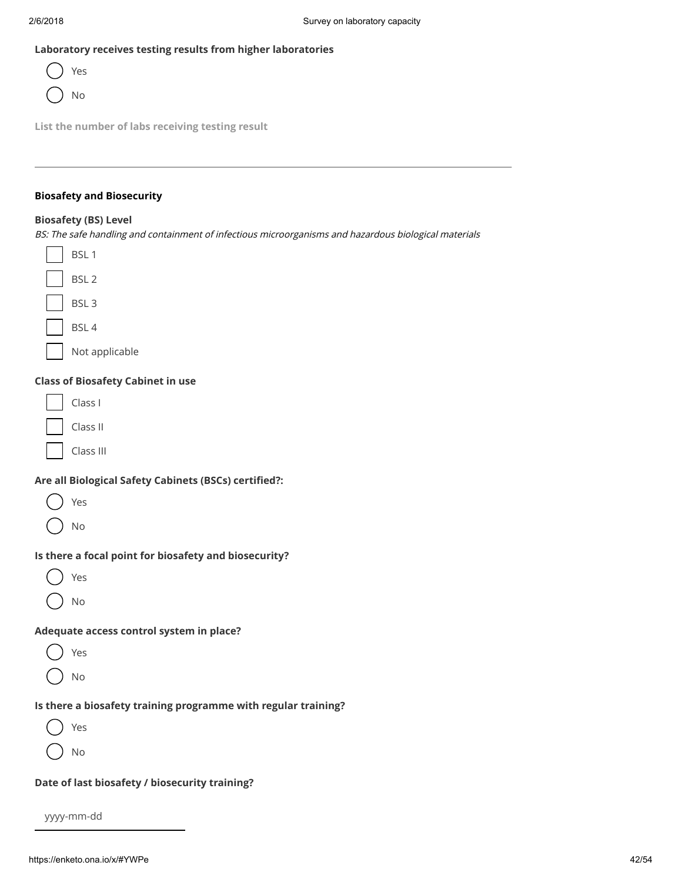**Laboratory receives testing results from higher laboratories**

- ( ) Yes
- ( ) No

List the number of labs receiving testing result

---

**Biosafety and Biosecurity**

**Biosafety (BS) Level**

*BS: The safe handling and containment of infectious microorganisms and hazardous biological materials*

- [ ] BSL 1
- [ ] BSL 2
- [ ] BSL 3
- [ ] BSL 4
- [ ] Not applicable

**Class of Biosafety Cabinet in use**

- [ ] Class I
- [ ] Class II
- [ ] Class III

**Are all Biological Safety Cabinets (BSCs) certified?:**

- ( ) Yes
- ( ) No

**Is there a focal point for biosafety and biosecurity?**

- ( ) Yes
- ( ) No

**Adequate access control system in place?**

- ( ) Yes
- ( ) No

**Is there a biosafety training programme with regular training?**

- ( ) Yes
- ( ) No

**Date of last biosafety / biosecurity training?**

yyyy-mm-dd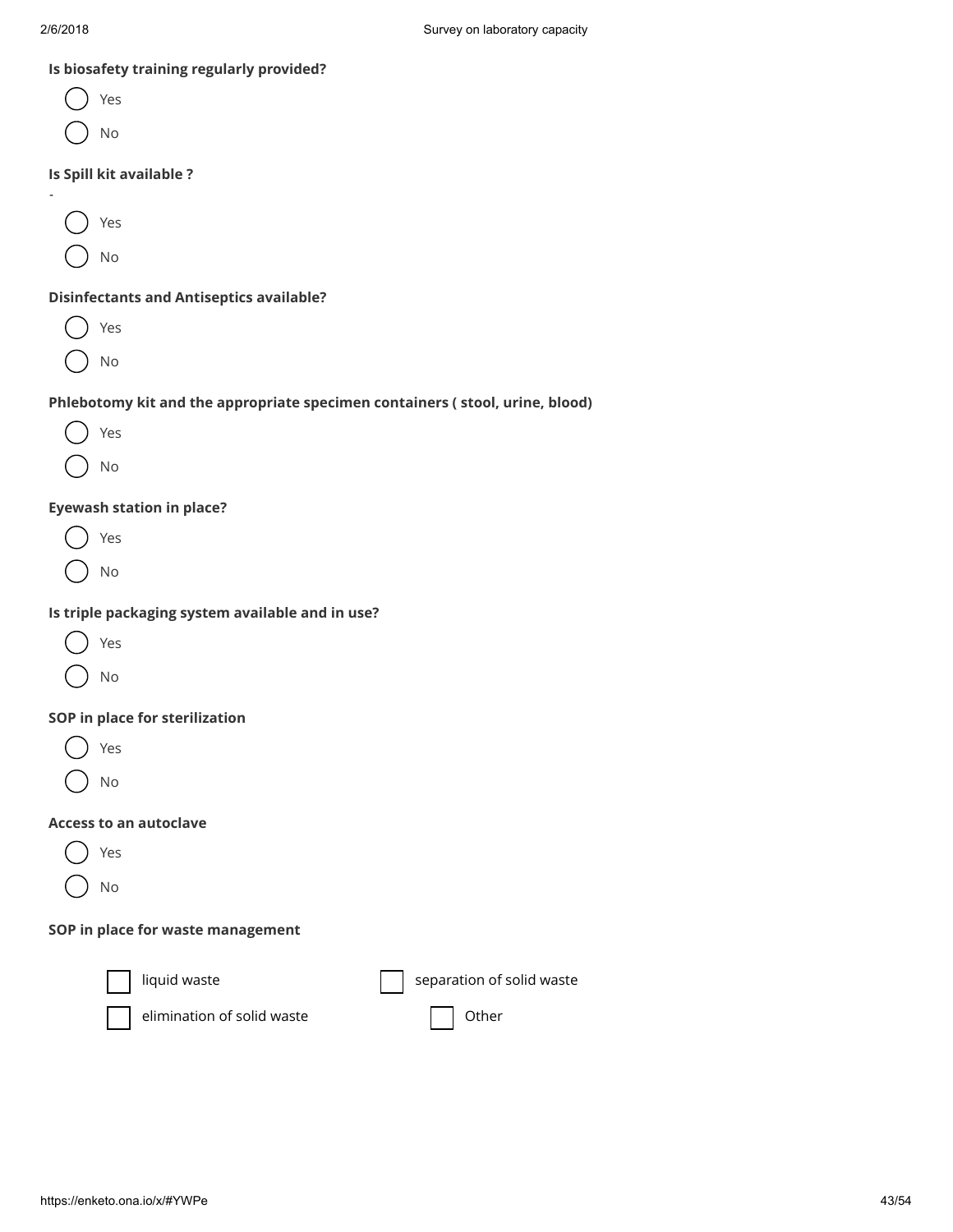**Is biosafety training regularly provided?**

- ( ) Yes
- ( ) No

**Is Spill kit available ?**

-

- ( ) Yes
- ( ) No

**Disinfectants and Antiseptics available?**

- ( ) Yes
- ( ) No

**Phlebotomy kit and the appropriate specimen containers ( stool, urine, blood)**

- ( ) Yes
- ( ) No

**Eyewash station in place?**

- ( ) Yes
- ( ) No

**Is triple packaging system available and in use?**

- ( ) Yes
- ( ) No

**SOP in place for sterilization**

- ( ) Yes
- ( ) No

**Access to an autoclave**

- ( ) Yes
- ( ) No

**SOP in place for waste management**

- [ ] liquid waste
- [ ] separation of solid waste
- [ ] elimination of solid waste
- [ ] Other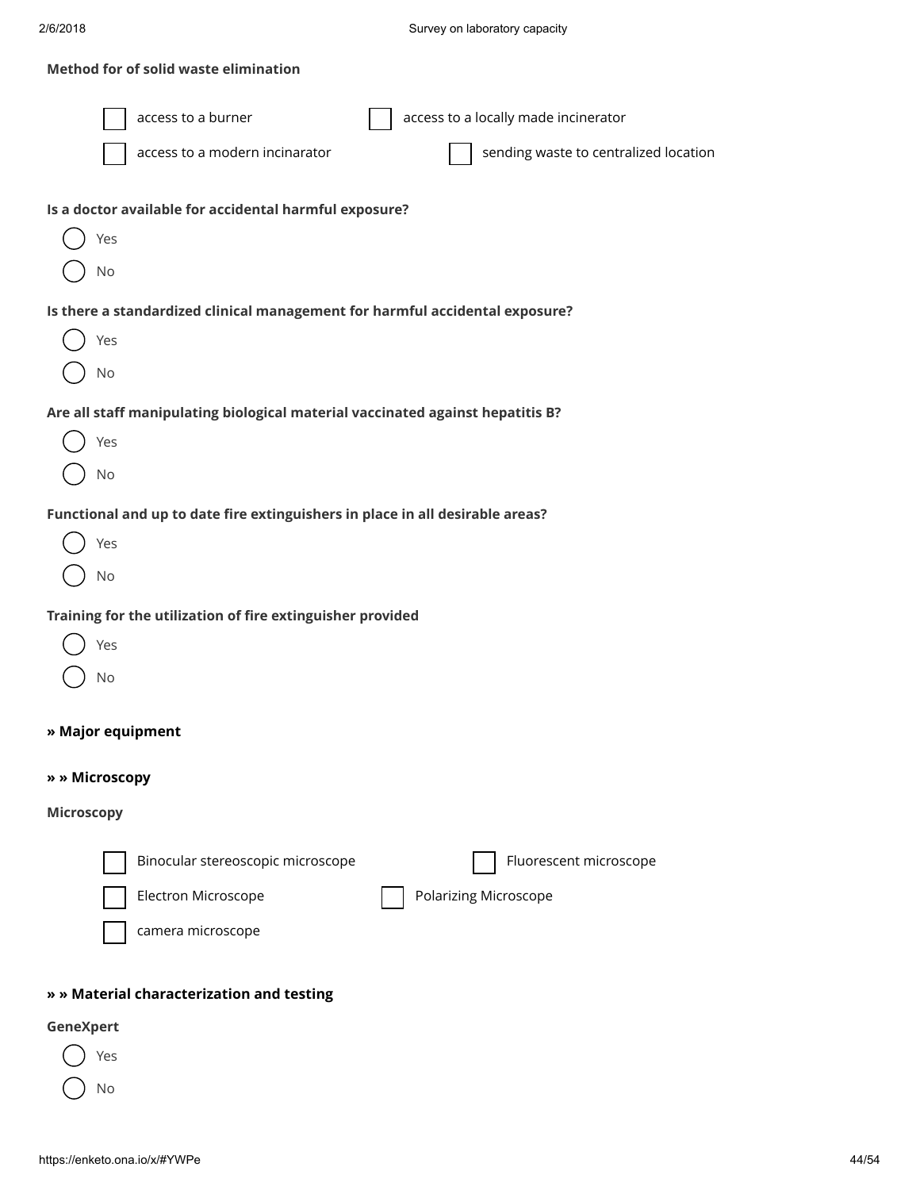**Method for of solid waste elimination**

- [ ] access to a burner
- [ ] access to a locally made incinerator
- [ ] access to a modern incinarator
- [ ] sending waste to centralized location

**Is a doctor available for accidental harmful exposure?**

- ( ) Yes
- ( ) No

**Is there a standardized clinical management for harmful accidental exposure?**

- ( ) Yes
- ( ) No

**Are all staff manipulating biological material vaccinated against hepatitis B?**

- ( ) Yes
- ( ) No

**Functional and up to date fire extinguishers in place in all desirable areas?**

- ( ) Yes
- ( ) No

**Training for the utilization of fire extinguisher provided**

- ( ) Yes
- ( ) No

**» Major equipment**

**» » Microscopy**

**Microscopy**

- [ ] Binocular stereoscopic microscope
- [ ] Fluorescent microscope
- [ ] Electron Microscope
- [ ] Polarizing Microscope
- [ ] camera microscope

**» » Material characterization and testing**

**GeneXpert**

- ( ) Yes
- ( ) No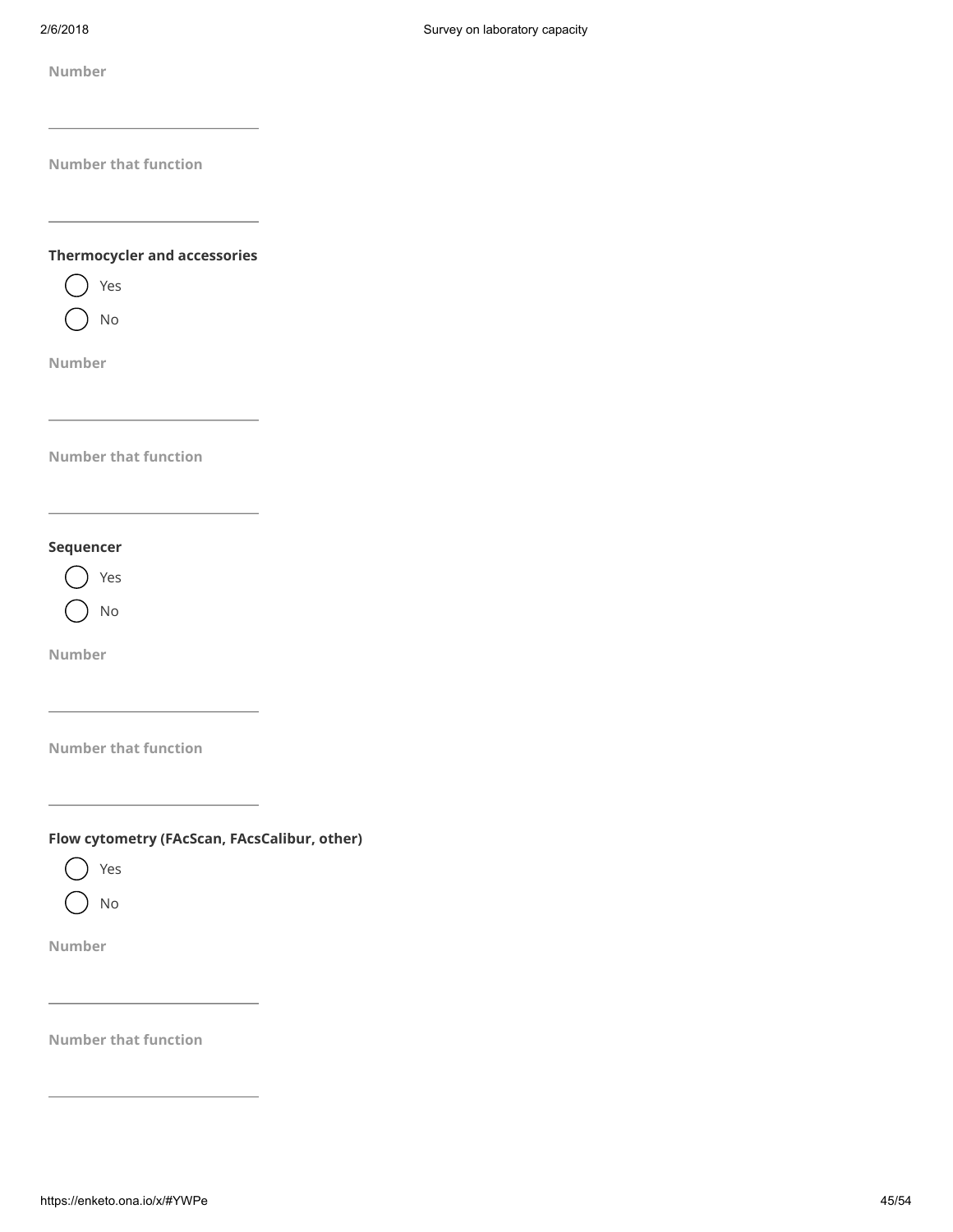**Number**

\_\_\_\_\_\_\_\_\_\_\_\_\_\_\_\_\_\_\_\_

**Number that function**

\_\_\_\_\_\_\_\_\_\_\_\_\_\_\_\_\_\_\_\_

**Thermocycler and accessories**

- ( ) Yes
- ( ) No

**Number**

\_\_\_\_\_\_\_\_\_\_\_\_\_\_\_\_\_\_\_\_

**Number that function**

\_\_\_\_\_\_\_\_\_\_\_\_\_\_\_\_\_\_\_\_

**Sequencer**

- ( ) Yes
- ( ) No

**Number**

\_\_\_\_\_\_\_\_\_\_\_\_\_\_\_\_\_\_\_\_

**Number that function**

\_\_\_\_\_\_\_\_\_\_\_\_\_\_\_\_\_\_\_\_

**Flow cytometry (FAcScan, FAcsCalibur, other)**

- ( ) Yes
- ( ) No

**Number**

\_\_\_\_\_\_\_\_\_\_\_\_\_\_\_\_\_\_\_\_

**Number that function**

\_\_\_\_\_\_\_\_\_\_\_\_\_\_\_\_\_\_\_\_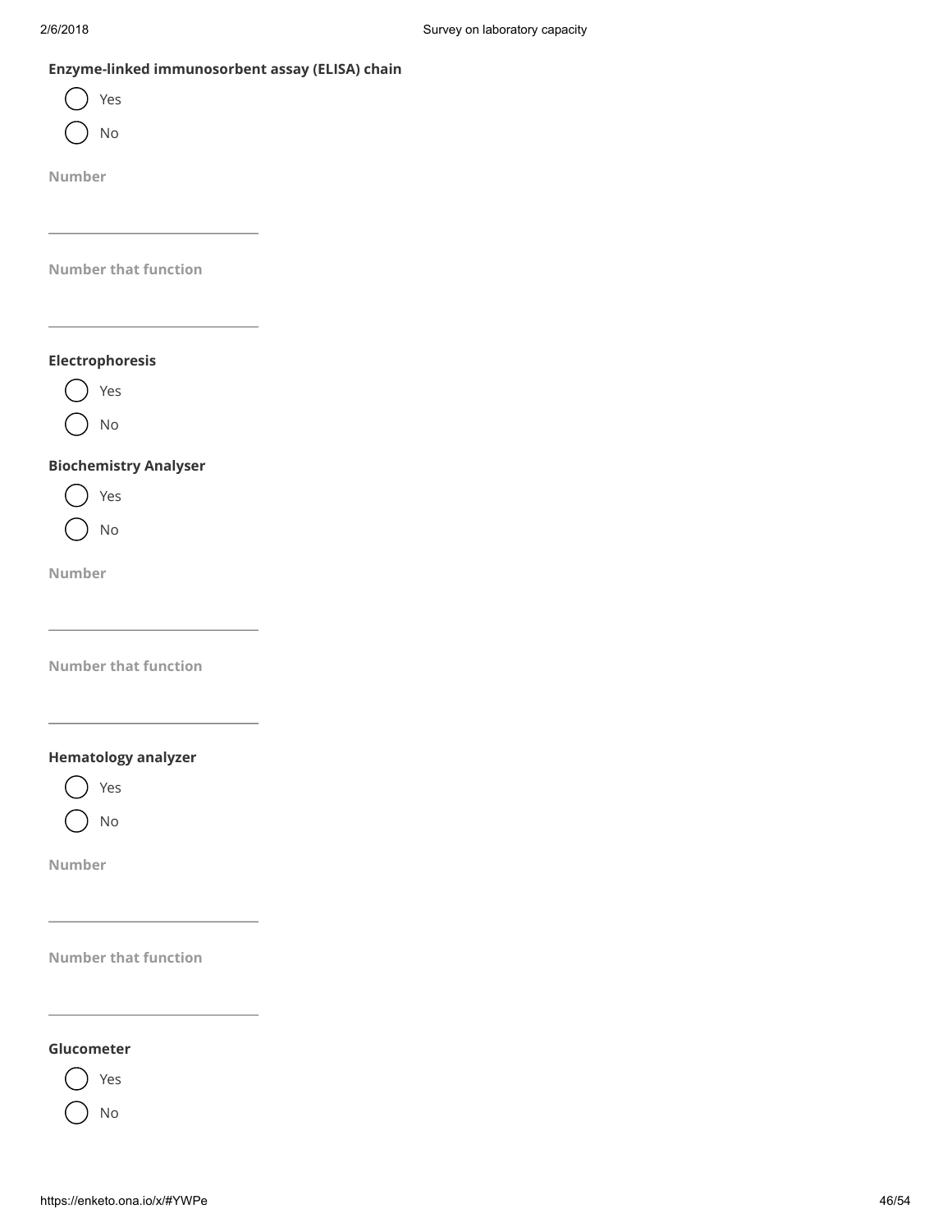**Enzyme-linked immunosorbent assay (ELISA) chain**

- ( ) Yes
- ( ) No

Number

\_\_\_\_\_\_\_\_\_\_\_\_\_\_\_\_\_\_\_\_

Number that function

\_\_\_\_\_\_\_\_\_\_\_\_\_\_\_\_\_\_\_\_

**Electrophoresis**

- ( ) Yes
- ( ) No

**Biochemistry Analyser**

- ( ) Yes
- ( ) No

Number

\_\_\_\_\_\_\_\_\_\_\_\_\_\_\_\_\_\_\_\_

Number that function

\_\_\_\_\_\_\_\_\_\_\_\_\_\_\_\_\_\_\_\_

**Hematology analyzer**

- ( ) Yes
- ( ) No

Number

\_\_\_\_\_\_\_\_\_\_\_\_\_\_\_\_\_\_\_\_

Number that function

\_\_\_\_\_\_\_\_\_\_\_\_\_\_\_\_\_\_\_\_

**Glucometer**

- ( ) Yes
- ( ) No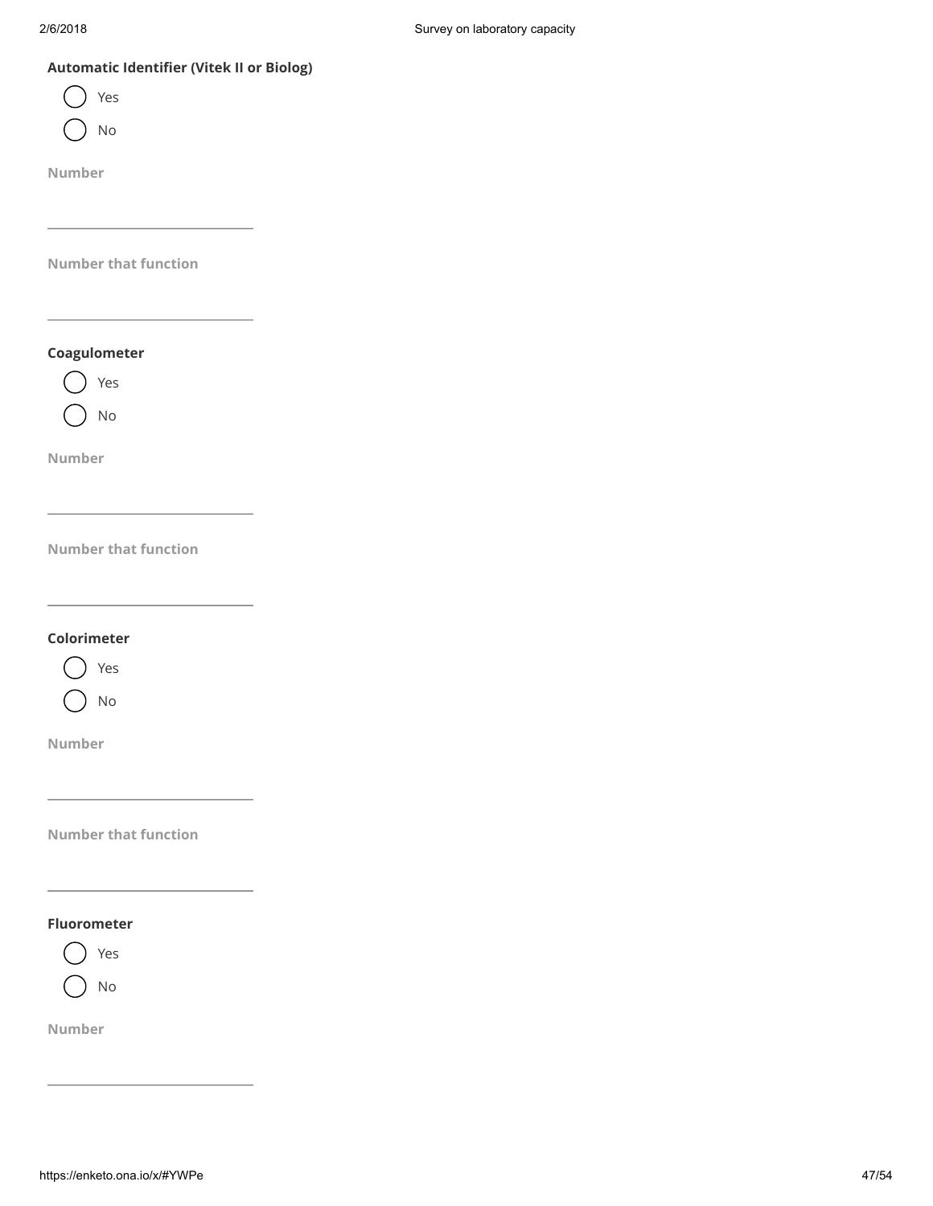**Automatic Identifier (Vitek II or Biolog)**

- ( ) Yes
- ( ) No

Number

______________________

Number that function

______________________

**Coagulometer**

- ( ) Yes
- ( ) No

Number

______________________

Number that function

______________________

**Colorimeter**

- ( ) Yes
- ( ) No

Number

______________________

Number that function

______________________

**Fluorometer**

- ( ) Yes
- ( ) No

Number

______________________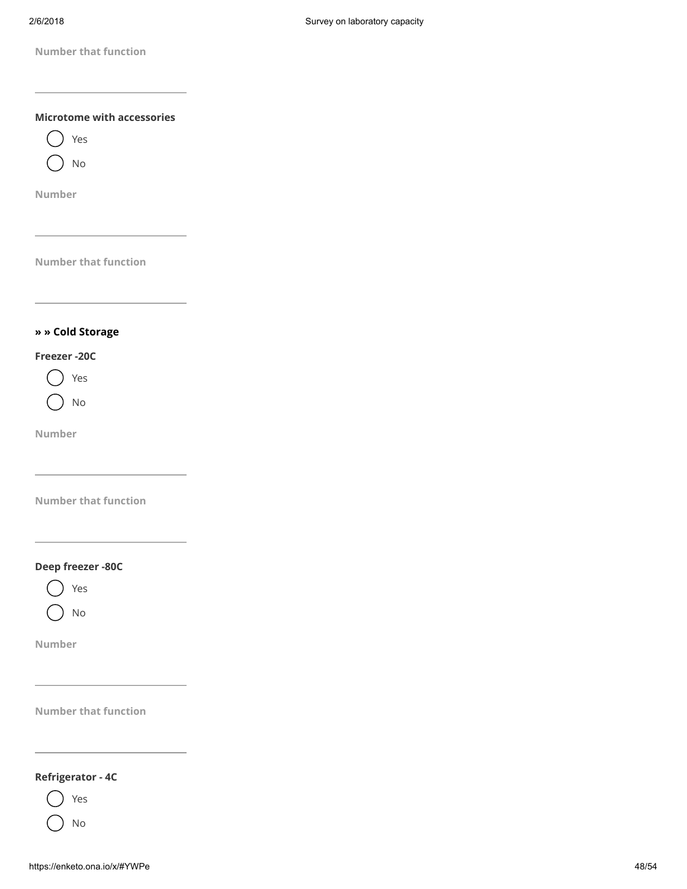**Number that function**

---

**Microtome with accessories**

- ( ) Yes
- ( ) No

**Number**

---

**Number that function**

---

### » » Cold Storage

**Freezer -20C**

- ( ) Yes
- ( ) No

**Number**

---

**Number that function**

---

**Deep freezer -80C**

- ( ) Yes
- ( ) No

**Number**

---

**Number that function**

---

**Refrigerator - 4C**

- ( ) Yes
- ( ) No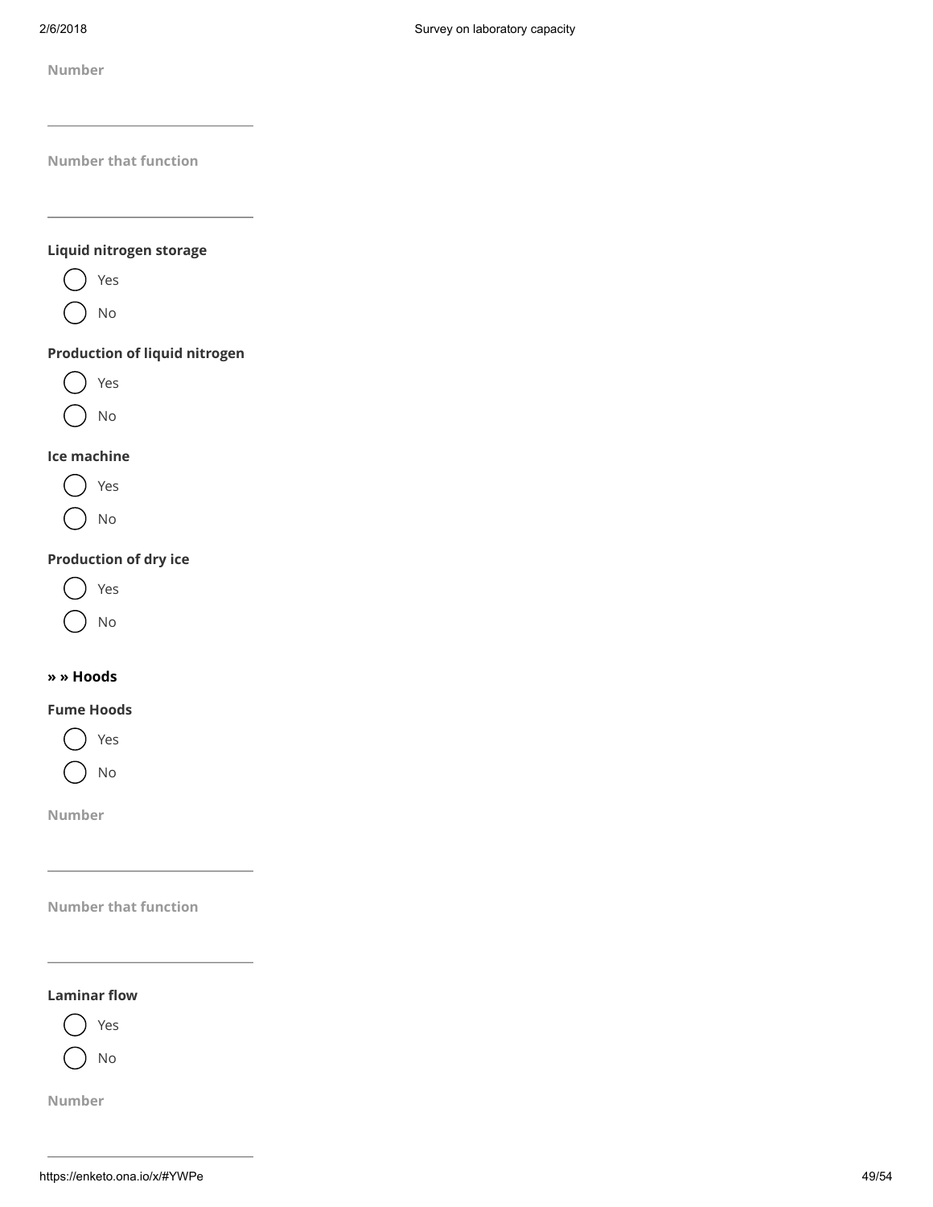Number

\_\_\_\_\_\_\_\_\_\_\_\_\_\_\_\_\_\_\_\_

Number that function

\_\_\_\_\_\_\_\_\_\_\_\_\_\_\_\_\_\_\_\_

**Liquid nitrogen storage**

- ( ) Yes
- ( ) No

**Production of liquid nitrogen**

- ( ) Yes
- ( ) No

**Ice machine**

- ( ) Yes
- ( ) No

**Production of dry ice**

- ( ) Yes
- ( ) No

**» » Hoods**

**Fume Hoods**

- ( ) Yes
- ( ) No

Number

\_\_\_\_\_\_\_\_\_\_\_\_\_\_\_\_\_\_\_\_

Number that function

\_\_\_\_\_\_\_\_\_\_\_\_\_\_\_\_\_\_\_\_

**Laminar flow**

- ( ) Yes
- ( ) No

Number

\_\_\_\_\_\_\_\_\_\_\_\_\_\_\_\_\_\_\_\_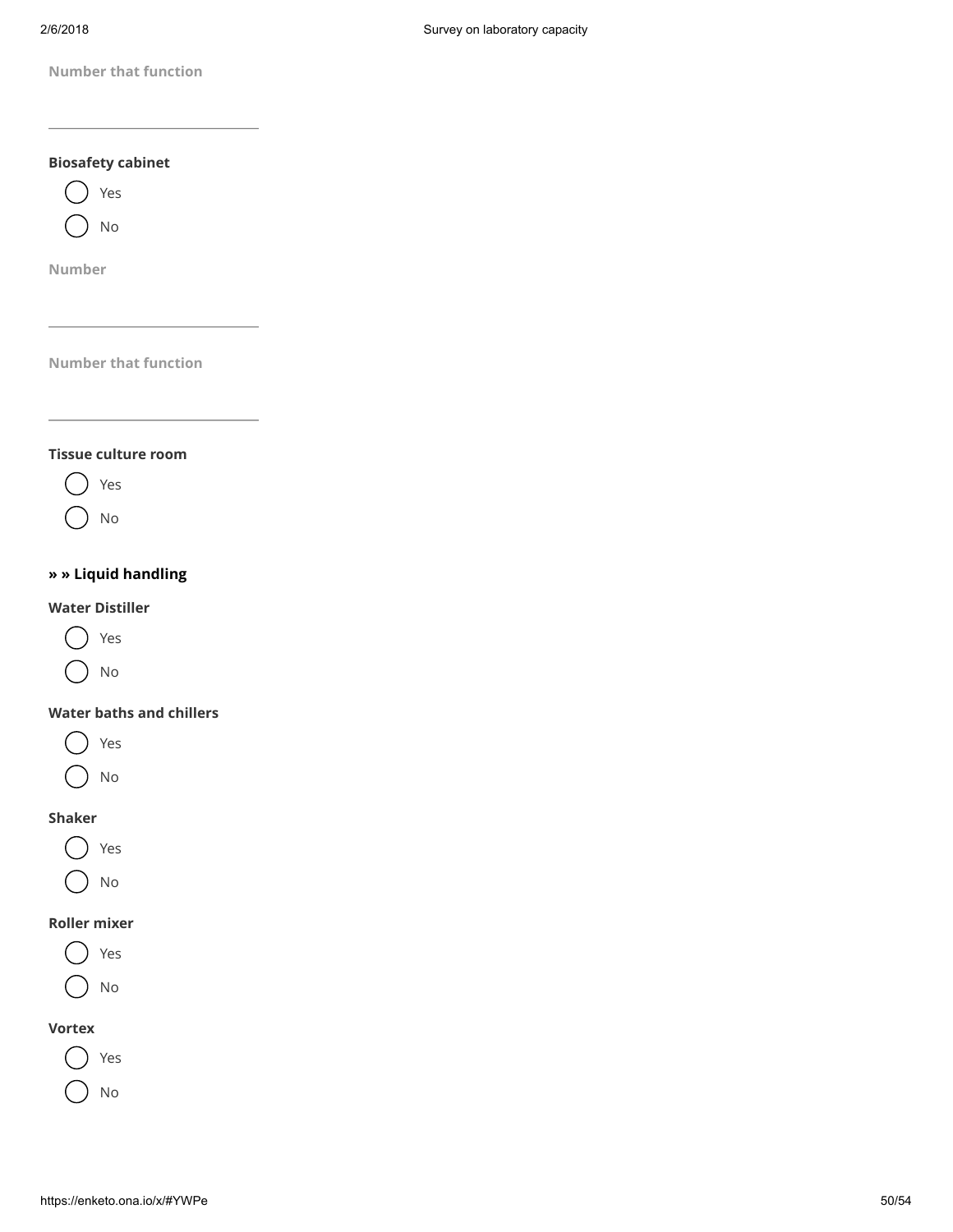**Number that function**

\_\_\_\_\_\_\_\_\_\_\_\_\_\_\_\_\_\_\_\_

**Biosafety cabinet**

- ( ) Yes
- ( ) No

**Number**

\_\_\_\_\_\_\_\_\_\_\_\_\_\_\_\_\_\_\_\_

**Number that function**

\_\_\_\_\_\_\_\_\_\_\_\_\_\_\_\_\_\_\_\_

**Tissue culture room**

- ( ) Yes
- ( ) No

### » » Liquid handling

**Water Distiller**

- ( ) Yes
- ( ) No

**Water baths and chillers**

- ( ) Yes
- ( ) No

**Shaker**

- ( ) Yes
- ( ) No

**Roller mixer**

- ( ) Yes
- ( ) No

**Vortex**

- ( ) Yes
- ( ) No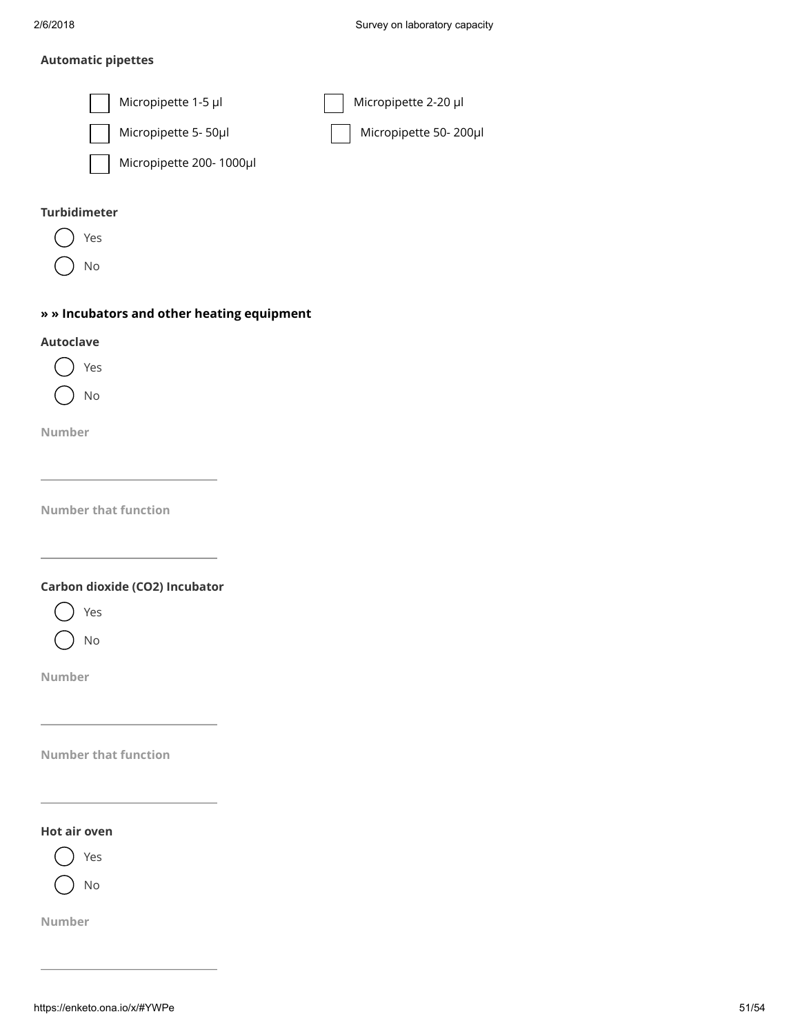**Automatic pipettes**

- [ ] Micropipette 1-5 µl
- [ ] Micropipette 2-20 µl
- [ ] Micropipette 5- 50µl
- [ ] Micropipette 50- 200µl
- [ ] Micropipette 200- 1000µl

**Turbidimeter**

- ( ) Yes
- ( ) No

### » » Incubators and other heating equipment

**Autoclave**

- ( ) Yes
- ( ) No

Number

\_\_\_\_\_\_\_\_\_\_\_\_\_\_\_\_\_\_\_\_

Number that function

\_\_\_\_\_\_\_\_\_\_\_\_\_\_\_\_\_\_\_\_

**Carbon dioxide ($CO_2$) Incubator**

- ( ) Yes
- ( ) No

Number

\_\_\_\_\_\_\_\_\_\_\_\_\_\_\_\_\_\_\_\_

Number that function

\_\_\_\_\_\_\_\_\_\_\_\_\_\_\_\_\_\_\_\_

**Hot air oven**

- ( ) Yes
- ( ) No

Number

\_\_\_\_\_\_\_\_\_\_\_\_\_\_\_\_\_\_\_\_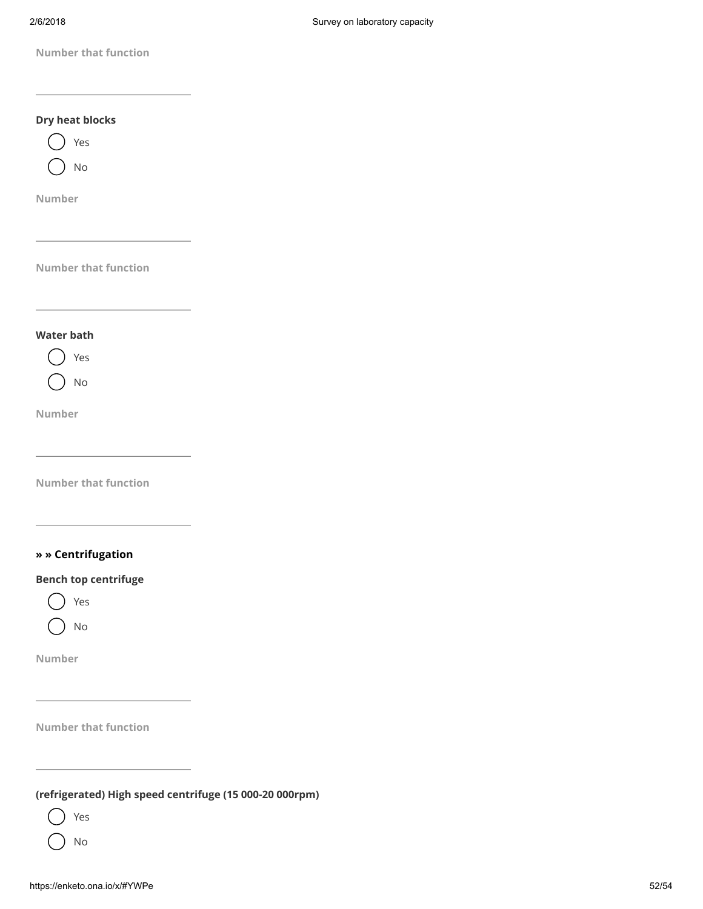Number that function

\_\_\_\_\_\_\_\_\_\_\_\_\_\_\_\_\_\_\_\_

**Dry heat blocks**

- ( ) Yes
- ( ) No

Number

\_\_\_\_\_\_\_\_\_\_\_\_\_\_\_\_\_\_\_\_

Number that function

\_\_\_\_\_\_\_\_\_\_\_\_\_\_\_\_\_\_\_\_

**Water bath**

- ( ) Yes
- ( ) No

Number

\_\_\_\_\_\_\_\_\_\_\_\_\_\_\_\_\_\_\_\_

Number that function

\_\_\_\_\_\_\_\_\_\_\_\_\_\_\_\_\_\_\_\_

### » » Centrifugation

**Bench top centrifuge**

- ( ) Yes
- ( ) No

Number

\_\_\_\_\_\_\_\_\_\_\_\_\_\_\_\_\_\_\_\_

Number that function

\_\_\_\_\_\_\_\_\_\_\_\_\_\_\_\_\_\_\_\_

**(refrigerated) High speed centrifuge (15 000-20 000rpm)**

- ( ) Yes
- ( ) No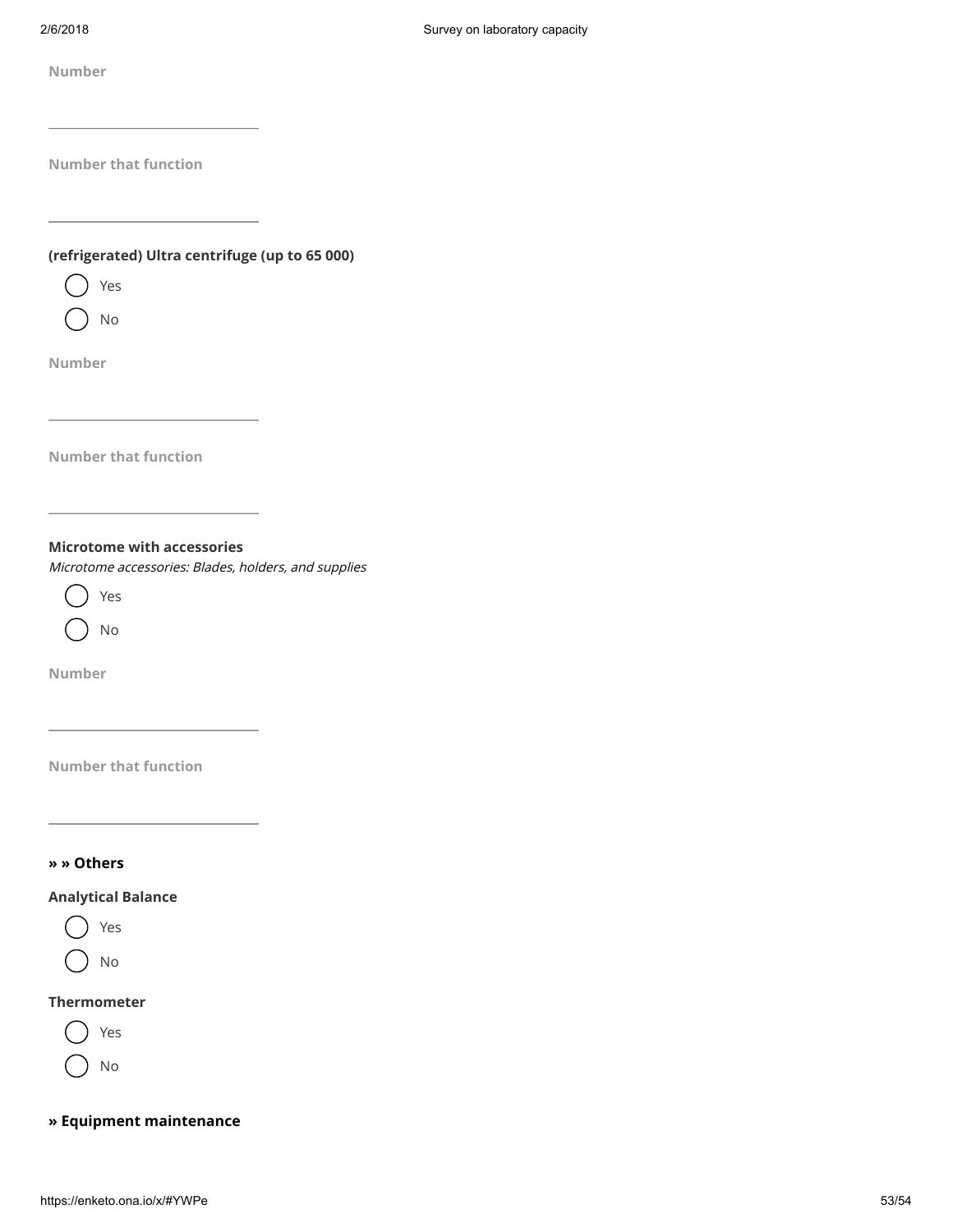**Number**

\_\_\_\_\_\_\_\_\_\_\_\_\_\_\_\_\_\_\_\_\_\_\_\_

**Number that function**

\_\_\_\_\_\_\_\_\_\_\_\_\_\_\_\_\_\_\_\_\_\_\_\_

**(refrigerated) Ultra centrifuge (up to 65 000)**

- ( ) Yes
- ( ) No

**Number**

\_\_\_\_\_\_\_\_\_\_\_\_\_\_\_\_\_\_\_\_\_\_\_\_

**Number that function**

\_\_\_\_\_\_\_\_\_\_\_\_\_\_\_\_\_\_\_\_\_\_\_\_

**Microtome with accessories**

*Microtome accessories: Blades, holders, and supplies*

- ( ) Yes
- ( ) No

**Number**

\_\_\_\_\_\_\_\_\_\_\_\_\_\_\_\_\_\_\_\_\_\_\_\_

**Number that function**

\_\_\_\_\_\_\_\_\_\_\_\_\_\_\_\_\_\_\_\_\_\_\_\_

### » » Others

**Analytical Balance**

- ( ) Yes
- ( ) No

**Thermometer**

- ( ) Yes
- ( ) No

### » Equipment maintenance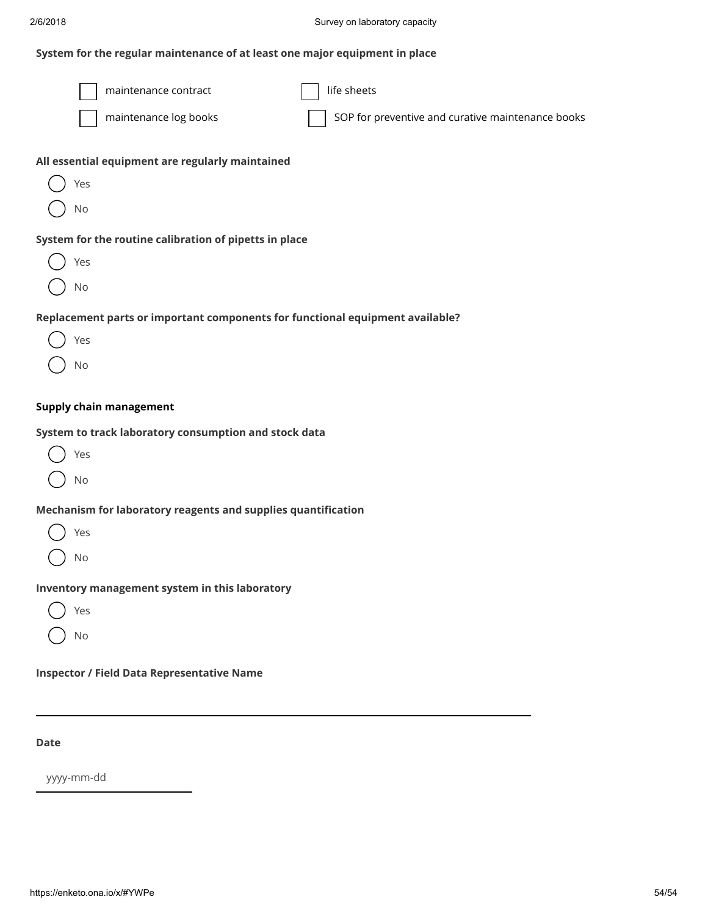**System for the regular maintenance of at least one major equipment in place**

- [ ] maintenance contract
- [ ] life sheets
- [ ] maintenance log books
- [ ] SOP for preventive and curative maintenance books

**All essential equipment are regularly maintained**

- ( ) Yes
- ( ) No

**System for the routine calibration of pipetts in place**

- ( ) Yes
- ( ) No

**Replacement parts or important components for functional equipment available?**

- ( ) Yes
- ( ) No

**Supply chain management**

**System to track laboratory consumption and stock data**

- ( ) Yes
- ( ) No

**Mechanism for laboratory reagents and supplies quantification**

- ( ) Yes
- ( ) No

**Inventory management system in this laboratory**

- ( ) Yes
- ( ) No

**Inspector / Field Data Representative Name**

______________________________

**Date**

yyyy-mm-dd